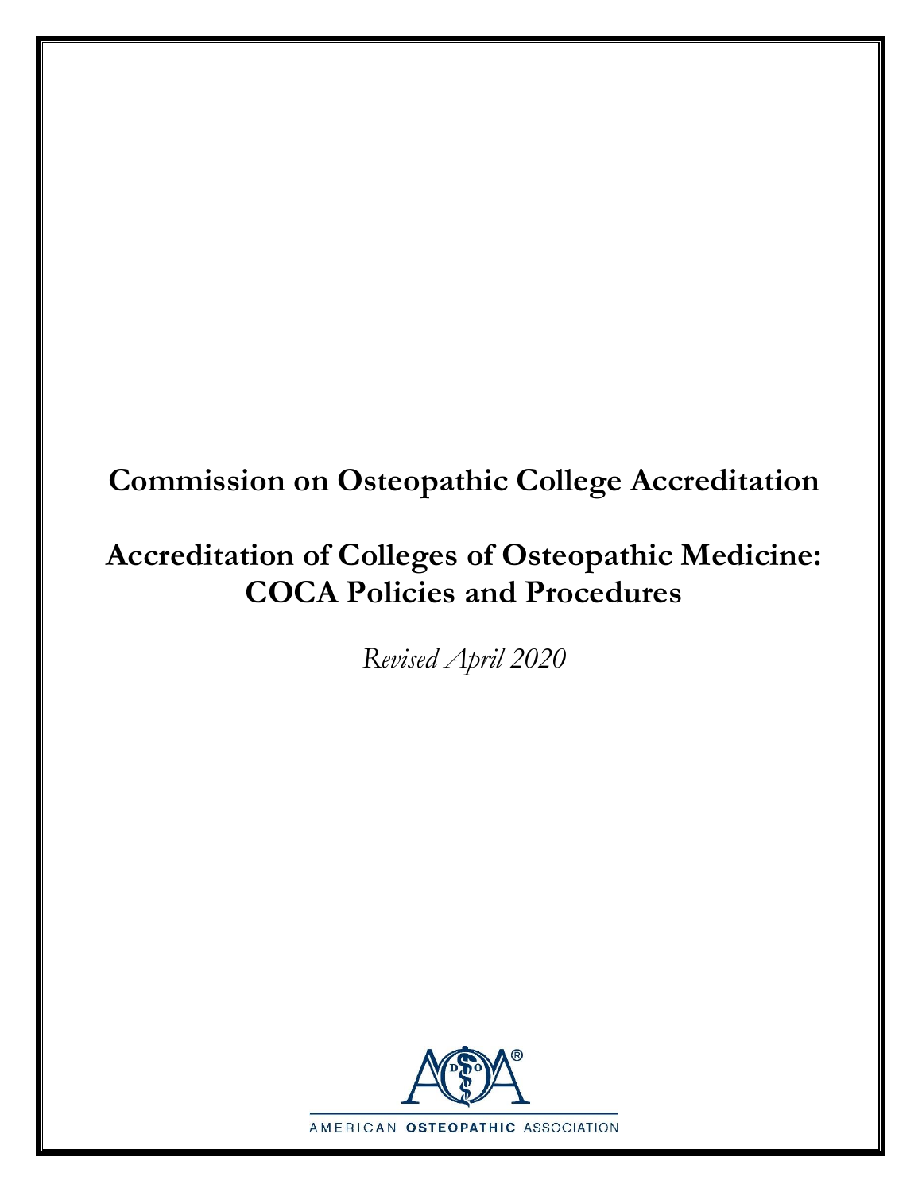# Commission on Osteopathic College Accreditation

# Accreditation of Colleges of Osteopathic Medicine: COCA Policies and Procedures

*Revised April 2020*

AMERICAN **OSTEOPATHIC** ASSOCIATION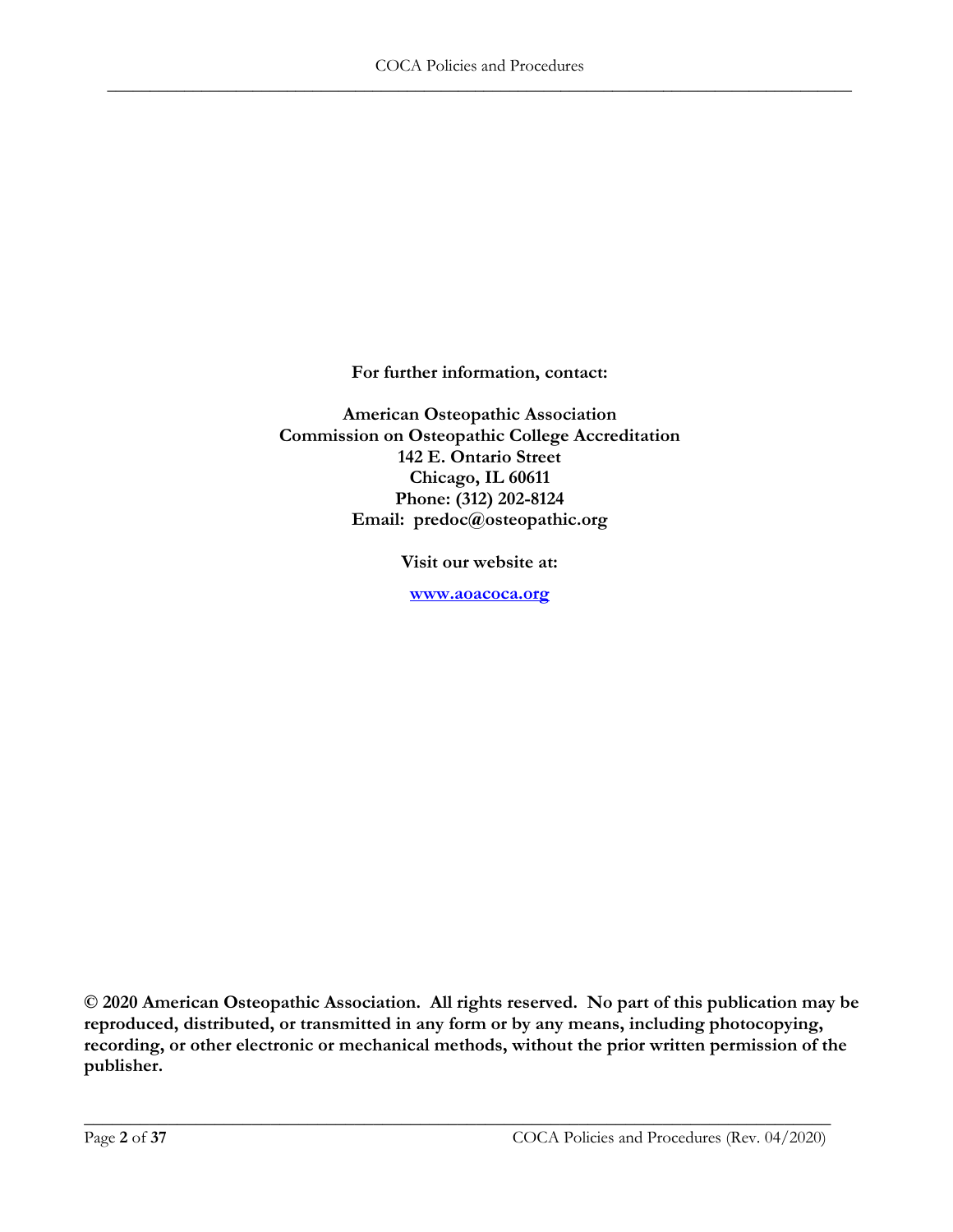**For further information, contact:**

**American Osteopathic Association**
**Commission on Osteopathic College Accreditation**
**142 E. Ontario Street**
**Chicago, IL 60611**
**Phone: (312) 202-8124**
**Email: predoc@osteopathic.org**

**Visit our website at:**

**www.aoacoca.org**

**© 2020 American Osteopathic Association. All rights reserved. No part of this publication may be reproduced, distributed, or transmitted in any form or by any means, including photocopying, recording, or other electronic or mechanical methods, without the prior written permission of the publisher.**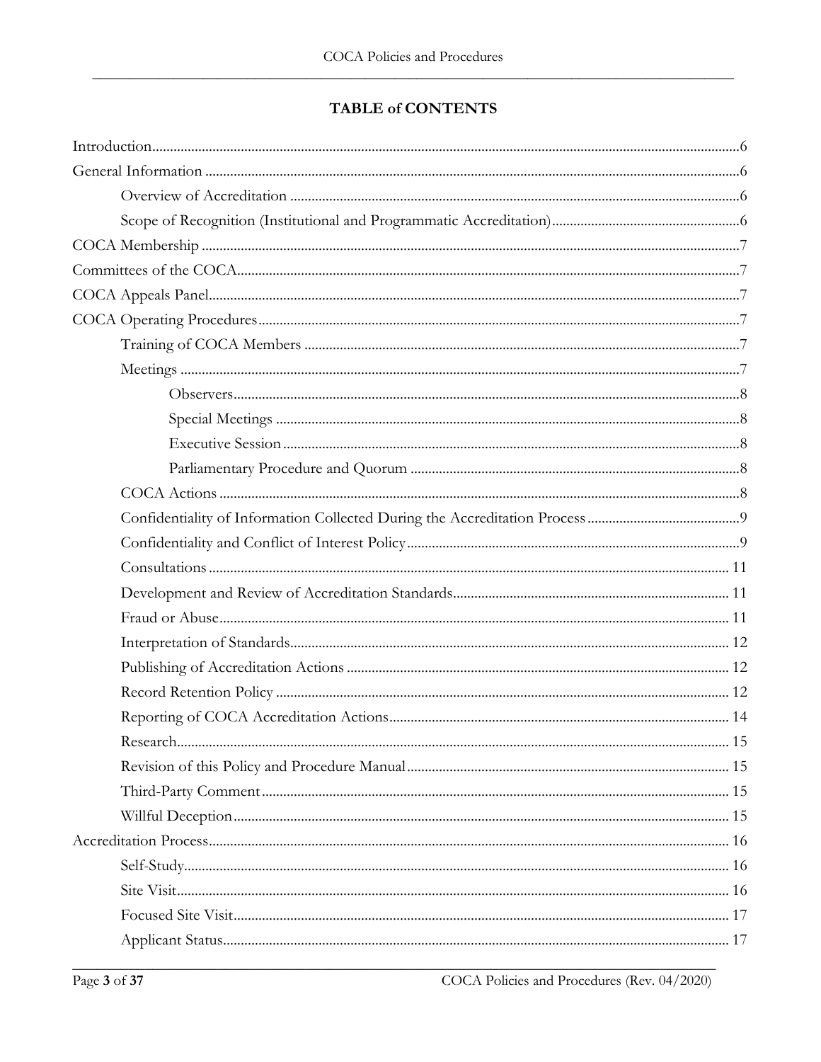## TABLE of CONTENTS

- Introduction 6
- General Information 6
  - Overview of Accreditation 6
  - Scope of Recognition (Institutional and Programmatic Accreditation) 6
- COCA Membership 7
- Committees of the COCA 7
- COCA Appeals Panel 7
- COCA Operating Procedures 7
  - Training of COCA Members 7
  - Meetings 7
    - Observers 8
    - Special Meetings 8
    - Executive Session 8
    - Parliamentary Procedure and Quorum 8
  - COCA Actions 8
  - Confidentiality of Information Collected During the Accreditation Process 9
  - Confidentiality and Conflict of Interest Policy 9
  - Consultations 11
  - Development and Review of Accreditation Standards 11
  - Fraud or Abuse 11
  - Interpretation of Standards 12
  - Publishing of Accreditation Actions 12
  - Record Retention Policy 12
  - Reporting of COCA Accreditation Actions 14
  - Research 15
  - Revision of this Policy and Procedure Manual 15
  - Third-Party Comment 15
  - Willful Deception 15
- Accreditation Process 16
  - Self-Study 16
  - Site Visit 16
  - Focused Site Visit 17
  - Applicant Status 17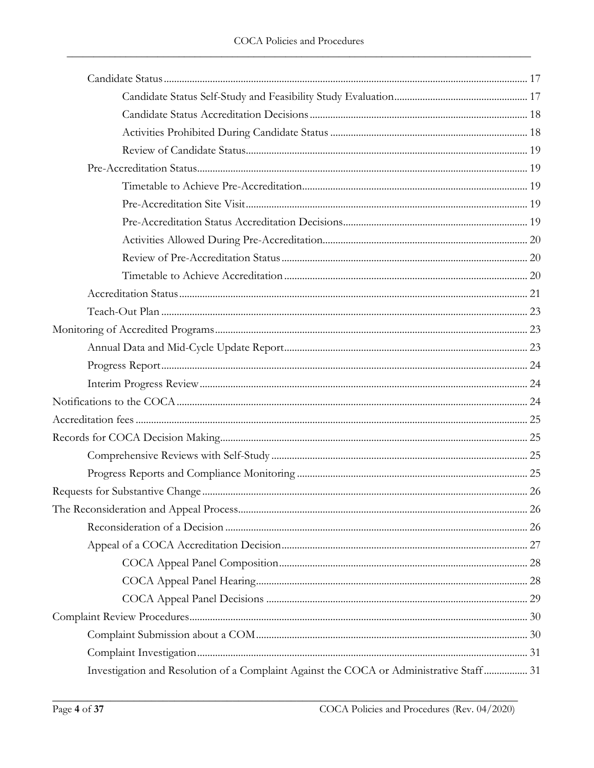- Candidate Status ............ 17
  - Candidate Status Self-Study and Feasibility Study Evaluation ............ 17
  - Candidate Status Accreditation Decisions ............ 18
  - Activities Prohibited During Candidate Status ............ 18
  - Review of Candidate Status ............ 19
- Pre-Accreditation Status ............ 19
  - Timetable to Achieve Pre-Accreditation ............ 19
  - Pre-Accreditation Site Visit ............ 19
  - Pre-Accreditation Status Accreditation Decisions ............ 19
  - Activities Allowed During Pre-Accreditation ............ 20
  - Review of Pre-Accreditation Status ............ 20
  - Timetable to Achieve Accreditation ............ 20
- Accreditation Status ............ 21
- Teach-Out Plan ............ 23

Monitoring of Accredited Programs ............ 23

- Annual Data and Mid-Cycle Update Report ............ 23
- Progress Report ............ 24
- Interim Progress Review ............ 24

Notifications to the COCA ............ 24

Accreditation fees ............ 25

Records for COCA Decision Making ............ 25

- Comprehensive Reviews with Self-Study ............ 25
- Progress Reports and Compliance Monitoring ............ 25

Requests for Substantive Change ............ 26

The Reconsideration and Appeal Process ............ 26

- Reconsideration of a Decision ............ 26
- Appeal of a COCA Accreditation Decision ............ 27
  - COCA Appeal Panel Composition ............ 28
  - COCA Appeal Panel Hearing ............ 28
  - COCA Appeal Panel Decisions ............ 29

Complaint Review Procedures ............ 30

- Complaint Submission about a COM ............ 30
- Complaint Investigation ............ 31
- Investigation and Resolution of a Complaint Against the COCA or Administrative Staff ............ 31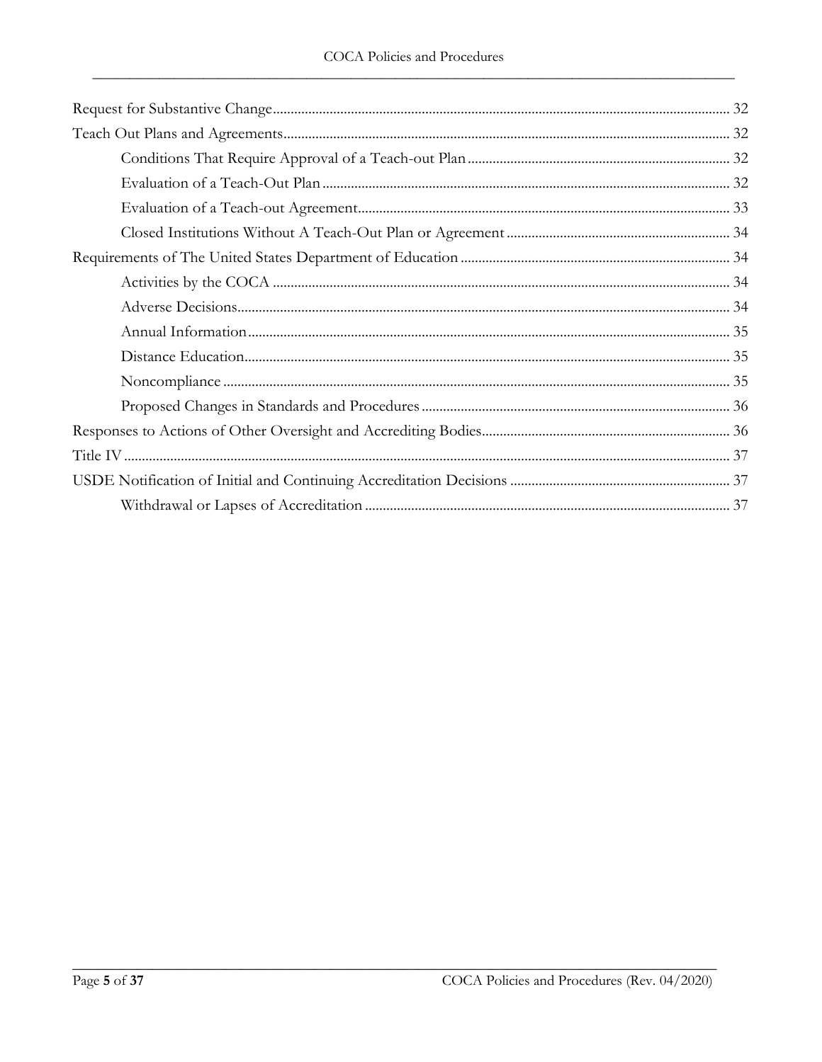Request for Substantive Change ........ 32

Teach Out Plans and Agreements ........ 32

- Conditions That Require Approval of a Teach-out Plan ........ 32
- Evaluation of a Teach-Out Plan ........ 32
- Evaluation of a Teach-out Agreement ........ 33
- Closed Institutions Without A Teach-Out Plan or Agreement ........ 34

Requirements of The United States Department of Education ........ 34

- Activities by the COCA ........ 34
- Adverse Decisions ........ 34
- Annual Information ........ 35
- Distance Education ........ 35
- Noncompliance ........ 35
- Proposed Changes in Standards and Procedures ........ 36

Responses to Actions of Other Oversight and Accrediting Bodies ........ 36

Title IV ........ 37

USDE Notification of Initial and Continuing Accreditation Decisions ........ 37

- Withdrawal or Lapses of Accreditation ........ 37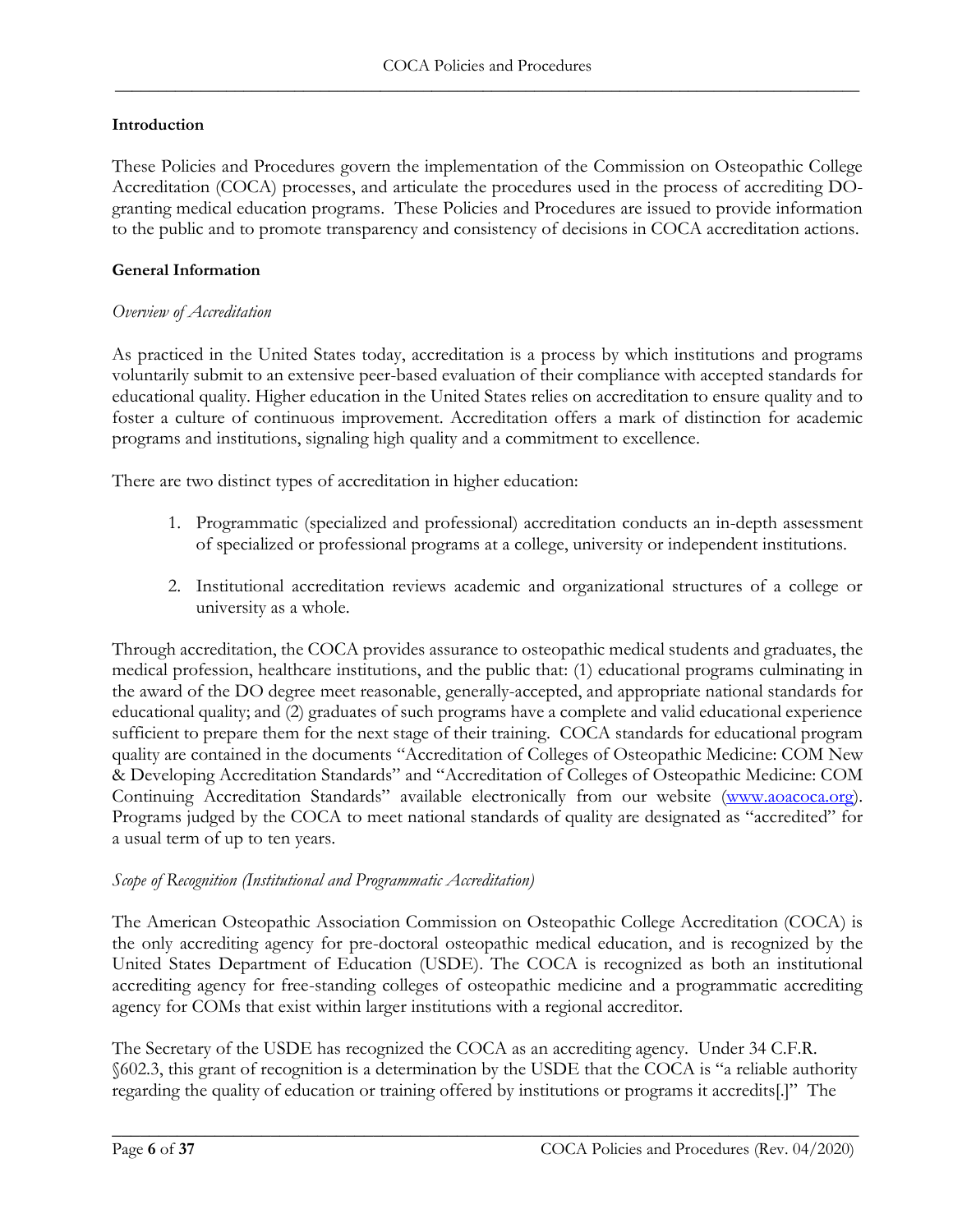**Introduction**

These Policies and Procedures govern the implementation of the Commission on Osteopathic College Accreditation (COCA) processes, and articulate the procedures used in the process of accrediting DO-granting medical education programs. These Policies and Procedures are issued to provide information to the public and to promote transparency and consistency of decisions in COCA accreditation actions.

**General Information**

*Overview of Accreditation*

As practiced in the United States today, accreditation is a process by which institutions and programs voluntarily submit to an extensive peer-based evaluation of their compliance with accepted standards for educational quality. Higher education in the United States relies on accreditation to ensure quality and to foster a culture of continuous improvement. Accreditation offers a mark of distinction for academic programs and institutions, signaling high quality and a commitment to excellence.

There are two distinct types of accreditation in higher education:

1. Programmatic (specialized and professional) accreditation conducts an in-depth assessment of specialized or professional programs at a college, university or independent institutions.

2. Institutional accreditation reviews academic and organizational structures of a college or university as a whole.

Through accreditation, the COCA provides assurance to osteopathic medical students and graduates, the medical profession, healthcare institutions, and the public that: (1) educational programs culminating in the award of the DO degree meet reasonable, generally-accepted, and appropriate national standards for educational quality; and (2) graduates of such programs have a complete and valid educational experience sufficient to prepare them for the next stage of their training. COCA standards for educational program quality are contained in the documents "Accreditation of Colleges of Osteopathic Medicine: COM New & Developing Accreditation Standards" and "Accreditation of Colleges of Osteopathic Medicine: COM Continuing Accreditation Standards" available electronically from our website (www.aoacoca.org). Programs judged by the COCA to meet national standards of quality are designated as "accredited" for a usual term of up to ten years.

*Scope of Recognition (Institutional and Programmatic Accreditation)*

The American Osteopathic Association Commission on Osteopathic College Accreditation (COCA) is the only accrediting agency for pre-doctoral osteopathic medical education, and is recognized by the United States Department of Education (USDE). The COCA is recognized as both an institutional accrediting agency for free-standing colleges of osteopathic medicine and a programmatic accrediting agency for COMs that exist within larger institutions with a regional accreditor.

The Secretary of the USDE has recognized the COCA as an accrediting agency. Under 34 C.F.R. §602.3, this grant of recognition is a determination by the USDE that the COCA is "a reliable authority regarding the quality of education or training offered by institutions or programs it accredits[.]" The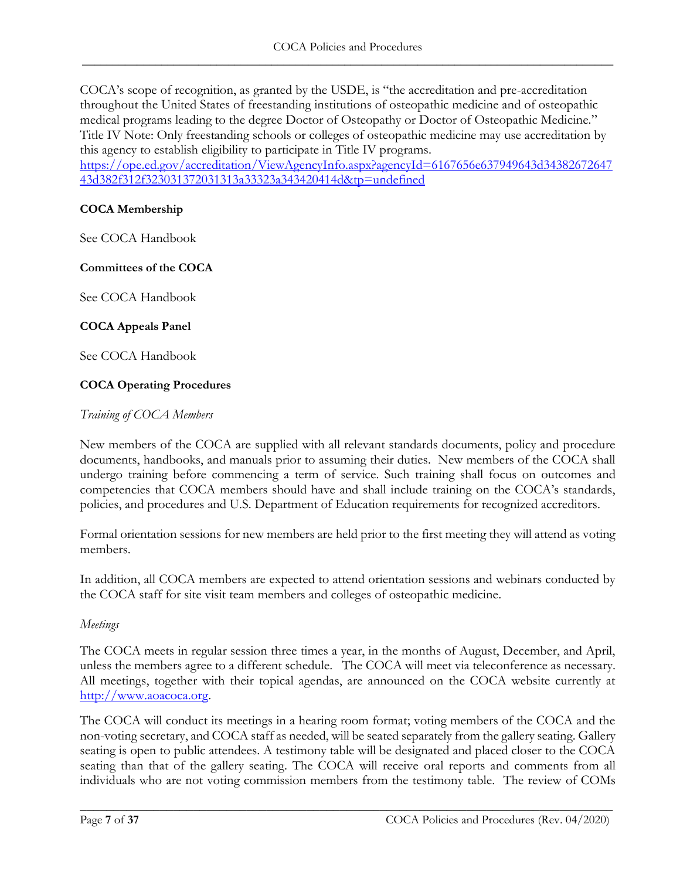COCA's scope of recognition, as granted by the USDE, is "the accreditation and pre-accreditation throughout the United States of freestanding institutions of osteopathic medicine and of osteopathic medical programs leading to the degree Doctor of Osteopathy or Doctor of Osteopathic Medicine." Title IV Note: Only freestanding schools or colleges of osteopathic medicine may use accreditation by this agency to establish eligibility to participate in Title IV programs.
https://ope.ed.gov/accreditation/ViewAgencyInfo.aspx?agencyId=6167656e637949643d3438267264743d382f312f323031372031313a33323a343420414d&tp=undefined

**COCA Membership**

See COCA Handbook

**Committees of the COCA**

See COCA Handbook

**COCA Appeals Panel**

See COCA Handbook

**COCA Operating Procedures**

*Training of COCA Members*

New members of the COCA are supplied with all relevant standards documents, policy and procedure documents, handbooks, and manuals prior to assuming their duties. New members of the COCA shall undergo training before commencing a term of service. Such training shall focus on outcomes and competencies that COCA members should have and shall include training on the COCA's standards, policies, and procedures and U.S. Department of Education requirements for recognized accreditors.

Formal orientation sessions for new members are held prior to the first meeting they will attend as voting members.

In addition, all COCA members are expected to attend orientation sessions and webinars conducted by the COCA staff for site visit team members and colleges of osteopathic medicine.

*Meetings*

The COCA meets in regular session three times a year, in the months of August, December, and April, unless the members agree to a different schedule. The COCA will meet via teleconference as necessary. All meetings, together with their topical agendas, are announced on the COCA website currently at http://www.aoacoca.org.

The COCA will conduct its meetings in a hearing room format; voting members of the COCA and the non-voting secretary, and COCA staff as needed, will be seated separately from the gallery seating. Gallery seating is open to public attendees. A testimony table will be designated and placed closer to the COCA seating than that of the gallery seating. The COCA will receive oral reports and comments from all individuals who are not voting commission members from the testimony table. The review of COMs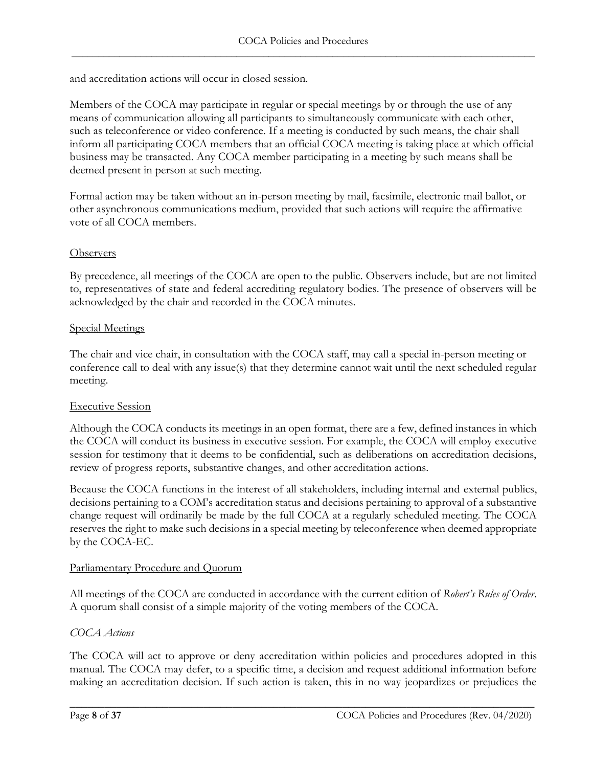and accreditation actions will occur in closed session.

Members of the COCA may participate in regular or special meetings by or through the use of any means of communication allowing all participants to simultaneously communicate with each other, such as teleconference or video conference. If a meeting is conducted by such means, the chair shall inform all participating COCA members that an official COCA meeting is taking place at which official business may be transacted. Any COCA member participating in a meeting by such means shall be deemed present in person at such meeting.

Formal action may be taken without an in-person meeting by mail, facsimile, electronic mail ballot, or other asynchronous communications medium, provided that such actions will require the affirmative vote of all COCA members.

<u>Observers</u>

By precedence, all meetings of the COCA are open to the public. Observers include, but are not limited to, representatives of state and federal accrediting regulatory bodies. The presence of observers will be acknowledged by the chair and recorded in the COCA minutes.

<u>Special Meetings</u>

The chair and vice chair, in consultation with the COCA staff, may call a special in-person meeting or conference call to deal with any issue(s) that they determine cannot wait until the next scheduled regular meeting.

<u>Executive Session</u>

Although the COCA conducts its meetings in an open format, there are a few, defined instances in which the COCA will conduct its business in executive session. For example, the COCA will employ executive session for testimony that it deems to be confidential, such as deliberations on accreditation decisions, review of progress reports, substantive changes, and other accreditation actions.

Because the COCA functions in the interest of all stakeholders, including internal and external publics, decisions pertaining to a COM's accreditation status and decisions pertaining to approval of a substantive change request will ordinarily be made by the full COCA at a regularly scheduled meeting. The COCA reserves the right to make such decisions in a special meeting by teleconference when deemed appropriate by the COCA-EC.

<u>Parliamentary Procedure and Quorum</u>

All meetings of the COCA are conducted in accordance with the current edition of *Robert's Rules of Order*. A quorum shall consist of a simple majority of the voting members of the COCA.

*COCA Actions*

The COCA will act to approve or deny accreditation within policies and procedures adopted in this manual. The COCA may defer, to a specific time, a decision and request additional information before making an accreditation decision. If such action is taken, this in no way jeopardizes or prejudices the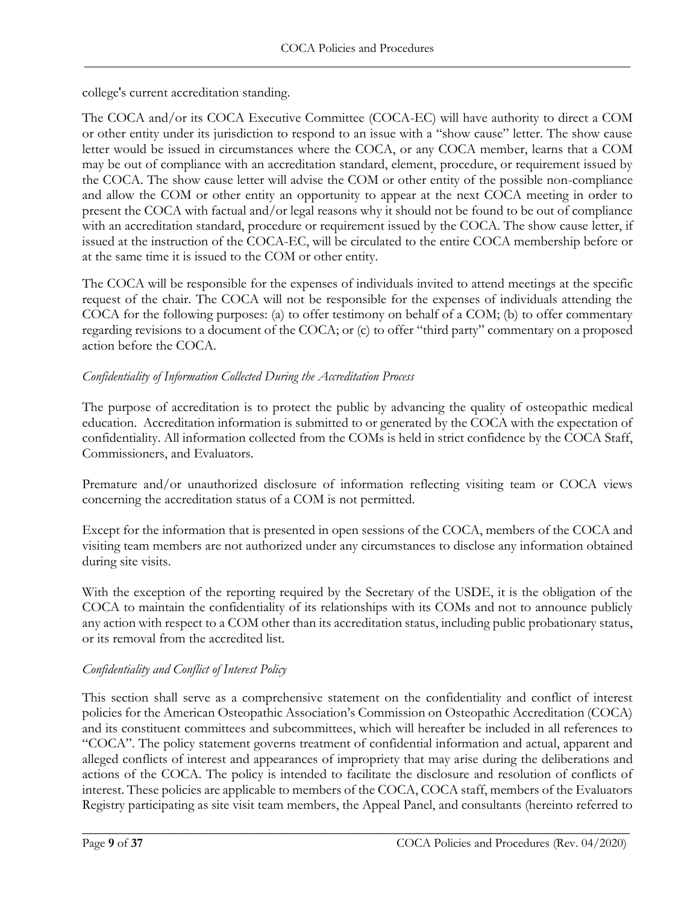college's current accreditation standing.

The COCA and/or its COCA Executive Committee (COCA-EC) will have authority to direct a COM or other entity under its jurisdiction to respond to an issue with a "show cause" letter. The show cause letter would be issued in circumstances where the COCA, or any COCA member, learns that a COM may be out of compliance with an accreditation standard, element, procedure, or requirement issued by the COCA. The show cause letter will advise the COM or other entity of the possible non-compliance and allow the COM or other entity an opportunity to appear at the next COCA meeting in order to present the COCA with factual and/or legal reasons why it should not be found to be out of compliance with an accreditation standard, procedure or requirement issued by the COCA. The show cause letter, if issued at the instruction of the COCA-EC, will be circulated to the entire COCA membership before or at the same time it is issued to the COM or other entity.

The COCA will be responsible for the expenses of individuals invited to attend meetings at the specific request of the chair. The COCA will not be responsible for the expenses of individuals attending the COCA for the following purposes: (a) to offer testimony on behalf of a COM; (b) to offer commentary regarding revisions to a document of the COCA; or (c) to offer "third party" commentary on a proposed action before the COCA.

*Confidentiality of Information Collected During the Accreditation Process*

The purpose of accreditation is to protect the public by advancing the quality of osteopathic medical education. Accreditation information is submitted to or generated by the COCA with the expectation of confidentiality. All information collected from the COMs is held in strict confidence by the COCA Staff, Commissioners, and Evaluators.

Premature and/or unauthorized disclosure of information reflecting visiting team or COCA views concerning the accreditation status of a COM is not permitted.

Except for the information that is presented in open sessions of the COCA, members of the COCA and visiting team members are not authorized under any circumstances to disclose any information obtained during site visits.

With the exception of the reporting required by the Secretary of the USDE, it is the obligation of the COCA to maintain the confidentiality of its relationships with its COMs and not to announce publicly any action with respect to a COM other than its accreditation status, including public probationary status, or its removal from the accredited list.

*Confidentiality and Conflict of Interest Policy*

This section shall serve as a comprehensive statement on the confidentiality and conflict of interest policies for the American Osteopathic Association's Commission on Osteopathic Accreditation (COCA) and its constituent committees and subcommittees, which will hereafter be included in all references to "COCA". The policy statement governs treatment of confidential information and actual, apparent and alleged conflicts of interest and appearances of impropriety that may arise during the deliberations and actions of the COCA. The policy is intended to facilitate the disclosure and resolution of conflicts of interest. These policies are applicable to members of the COCA, COCA staff, members of the Evaluators Registry participating as site visit team members, the Appeal Panel, and consultants (hereinto referred to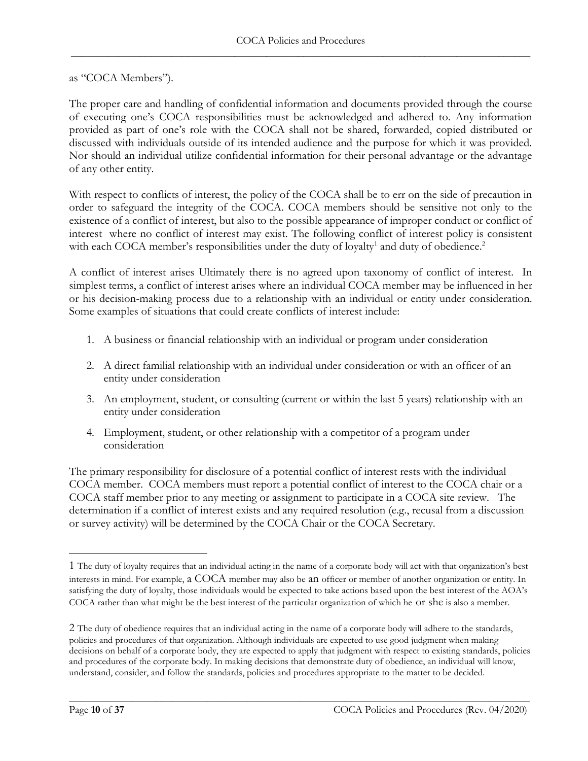as "COCA Members").

The proper care and handling of confidential information and documents provided through the course of executing one's COCA responsibilities must be acknowledged and adhered to. Any information provided as part of one's role with the COCA shall not be shared, forwarded, copied distributed or discussed with individuals outside of its intended audience and the purpose for which it was provided. Nor should an individual utilize confidential information for their personal advantage or the advantage of any other entity.

With respect to conflicts of interest, the policy of the COCA shall be to err on the side of precaution in order to safeguard the integrity of the COCA. COCA members should be sensitive not only to the existence of a conflict of interest, but also to the possible appearance of improper conduct or conflict of interest where no conflict of interest may exist. The following conflict of interest policy is consistent with each COCA member's responsibilities under the duty of loyalty[1] and duty of obedience.[2]

A conflict of interest arises Ultimately there is no agreed upon taxonomy of conflict of interest. In simplest terms, a conflict of interest arises where an individual COCA member may be influenced in her or his decision-making process due to a relationship with an individual or entity under consideration. Some examples of situations that could create conflicts of interest include:

1. A business or financial relationship with an individual or program under consideration
2. A direct familial relationship with an individual under consideration or with an officer of an entity under consideration
3. An employment, student, or consulting (current or within the last 5 years) relationship with an entity under consideration
4. Employment, student, or other relationship with a competitor of a program under consideration

The primary responsibility for disclosure of a potential conflict of interest rests with the individual COCA member. COCA members must report a potential conflict of interest to the COCA chair or a COCA staff member prior to any meeting or assignment to participate in a COCA site review. The determination if a conflict of interest exists and any required resolution (e.g., recusal from a discussion or survey activity) will be determined by the COCA Chair or the COCA Secretary.

---

1 The duty of loyalty requires that an individual acting in the name of a corporate body will act with that organization's best interests in mind. For example, a COCA member may also be an officer or member of another organization or entity. In satisfying the duty of loyalty, those individuals would be expected to take actions based upon the best interest of the AOA's COCA rather than what might be the best interest of the particular organization of which he or she is also a member.

2 The duty of obedience requires that an individual acting in the name of a corporate body will adhere to the standards, policies and procedures of that organization. Although individuals are expected to use good judgment when making decisions on behalf of a corporate body, they are expected to apply that judgment with respect to existing standards, policies and procedures of the corporate body. In making decisions that demonstrate duty of obedience, an individual will know, understand, consider, and follow the standards, policies and procedures appropriate to the matter to be decided.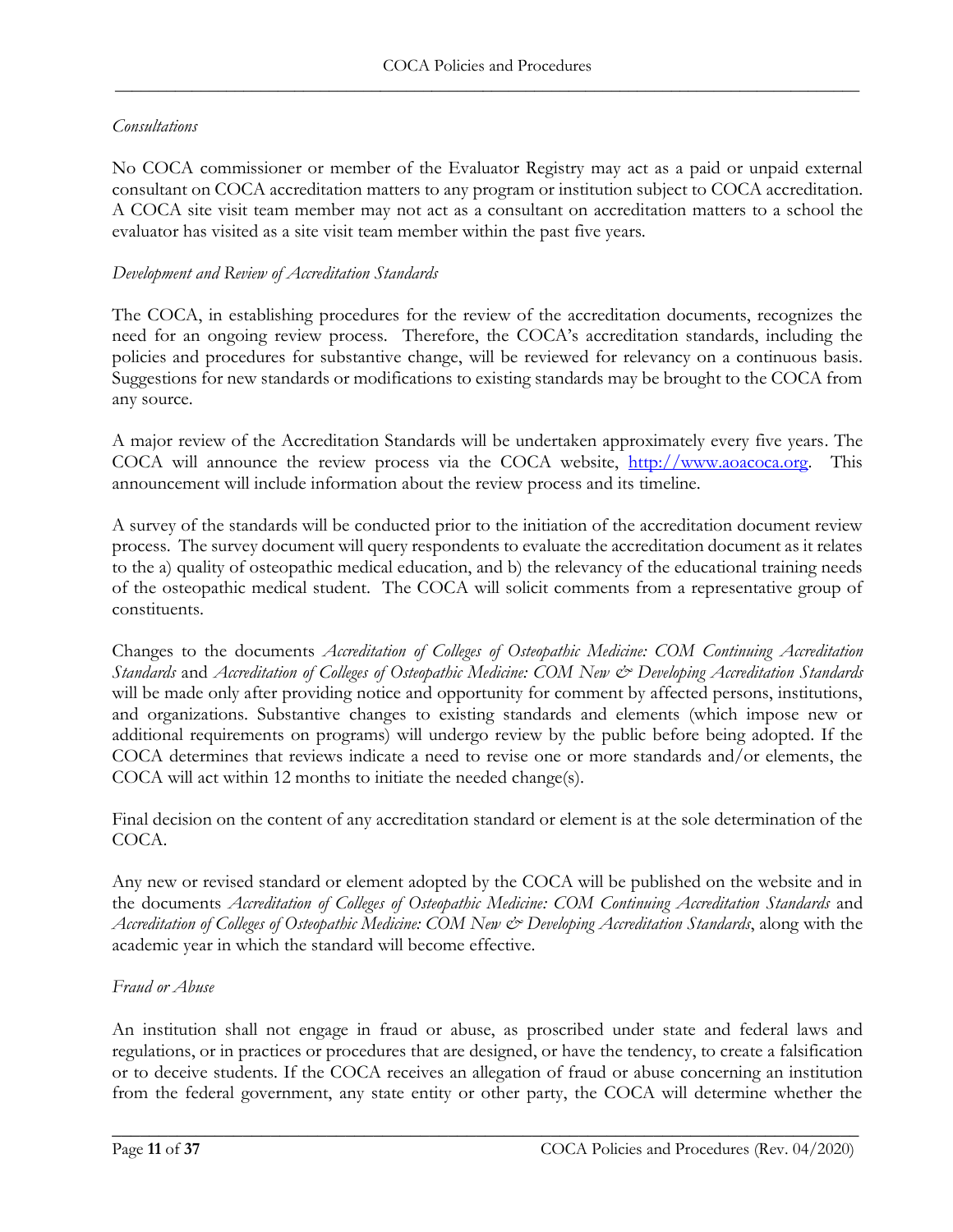*Consultations*

No COCA commissioner or member of the Evaluator Registry may act as a paid or unpaid external consultant on COCA accreditation matters to any program or institution subject to COCA accreditation. A COCA site visit team member may not act as a consultant on accreditation matters to a school the evaluator has visited as a site visit team member within the past five years.

*Development and Review of Accreditation Standards*

The COCA, in establishing procedures for the review of the accreditation documents, recognizes the need for an ongoing review process. Therefore, the COCA's accreditation standards, including the policies and procedures for substantive change, will be reviewed for relevancy on a continuous basis. Suggestions for new standards or modifications to existing standards may be brought to the COCA from any source.

A major review of the Accreditation Standards will be undertaken approximately every five years. The COCA will announce the review process via the COCA website, [http://www.aoacoca.org](http://www.aoacoca.org). This announcement will include information about the review process and its timeline.

A survey of the standards will be conducted prior to the initiation of the accreditation document review process. The survey document will query respondents to evaluate the accreditation document as it relates to the a) quality of osteopathic medical education, and b) the relevancy of the educational training needs of the osteopathic medical student. The COCA will solicit comments from a representative group of constituents.

Changes to the documents *Accreditation of Colleges of Osteopathic Medicine: COM Continuing Accreditation Standards* and *Accreditation of Colleges of Osteopathic Medicine: COM New & Developing Accreditation Standards* will be made only after providing notice and opportunity for comment by affected persons, institutions, and organizations. Substantive changes to existing standards and elements (which impose new or additional requirements on programs) will undergo review by the public before being adopted. If the COCA determines that reviews indicate a need to revise one or more standards and/or elements, the COCA will act within 12 months to initiate the needed change(s).

Final decision on the content of any accreditation standard or element is at the sole determination of the COCA.

Any new or revised standard or element adopted by the COCA will be published on the website and in the documents *Accreditation of Colleges of Osteopathic Medicine: COM Continuing Accreditation Standards* and *Accreditation of Colleges of Osteopathic Medicine: COM New & Developing Accreditation Standards*, along with the academic year in which the standard will become effective.

*Fraud or Abuse*

An institution shall not engage in fraud or abuse, as proscribed under state and federal laws and regulations, or in practices or procedures that are designed, or have the tendency, to create a falsification or to deceive students. If the COCA receives an allegation of fraud or abuse concerning an institution from the federal government, any state entity or other party, the COCA will determine whether the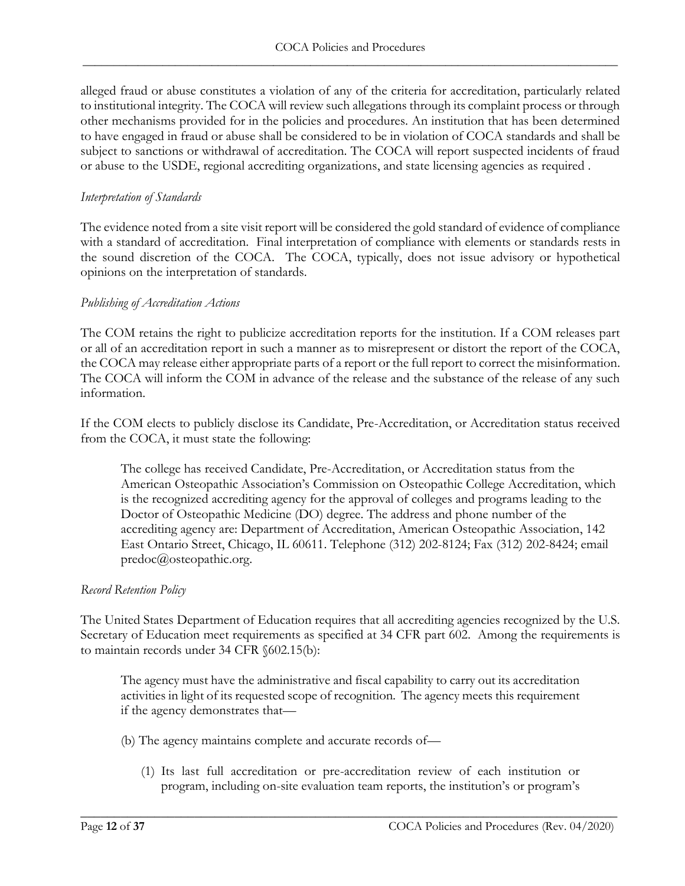alleged fraud or abuse constitutes a violation of any of the criteria for accreditation, particularly related to institutional integrity. The COCA will review such allegations through its complaint process or through other mechanisms provided for in the policies and procedures. An institution that has been determined to have engaged in fraud or abuse shall be considered to be in violation of COCA standards and shall be subject to sanctions or withdrawal of accreditation. The COCA will report suspected incidents of fraud or abuse to the USDE, regional accrediting organizations, and state licensing agencies as required .

*Interpretation of Standards*

The evidence noted from a site visit report will be considered the gold standard of evidence of compliance with a standard of accreditation. Final interpretation of compliance with elements or standards rests in the sound discretion of the COCA. The COCA, typically, does not issue advisory or hypothetical opinions on the interpretation of standards.

*Publishing of Accreditation Actions*

The COM retains the right to publicize accreditation reports for the institution. If a COM releases part or all of an accreditation report in such a manner as to misrepresent or distort the report of the COCA, the COCA may release either appropriate parts of a report or the full report to correct the misinformation. The COCA will inform the COM in advance of the release and the substance of the release of any such information.

If the COM elects to publicly disclose its Candidate, Pre-Accreditation, or Accreditation status received from the COCA, it must state the following:

> The college has received Candidate, Pre-Accreditation, or Accreditation status from the American Osteopathic Association's Commission on Osteopathic College Accreditation, which is the recognized accrediting agency for the approval of colleges and programs leading to the Doctor of Osteopathic Medicine (DO) degree. The address and phone number of the accrediting agency are: Department of Accreditation, American Osteopathic Association, 142 East Ontario Street, Chicago, IL 60611. Telephone (312) 202-8124; Fax (312) 202-8424; email predoc@osteopathic.org.

*Record Retention Policy*

The United States Department of Education requires that all accrediting agencies recognized by the U.S. Secretary of Education meet requirements as specified at 34 CFR part 602. Among the requirements is to maintain records under 34 CFR §602.15(b):

> The agency must have the administrative and fiscal capability to carry out its accreditation activities in light of its requested scope of recognition. The agency meets this requirement if the agency demonstrates that—
>
> (b) The agency maintains complete and accurate records of—
>
> (1) Its last full accreditation or pre-accreditation review of each institution or program, including on-site evaluation team reports, the institution's or program's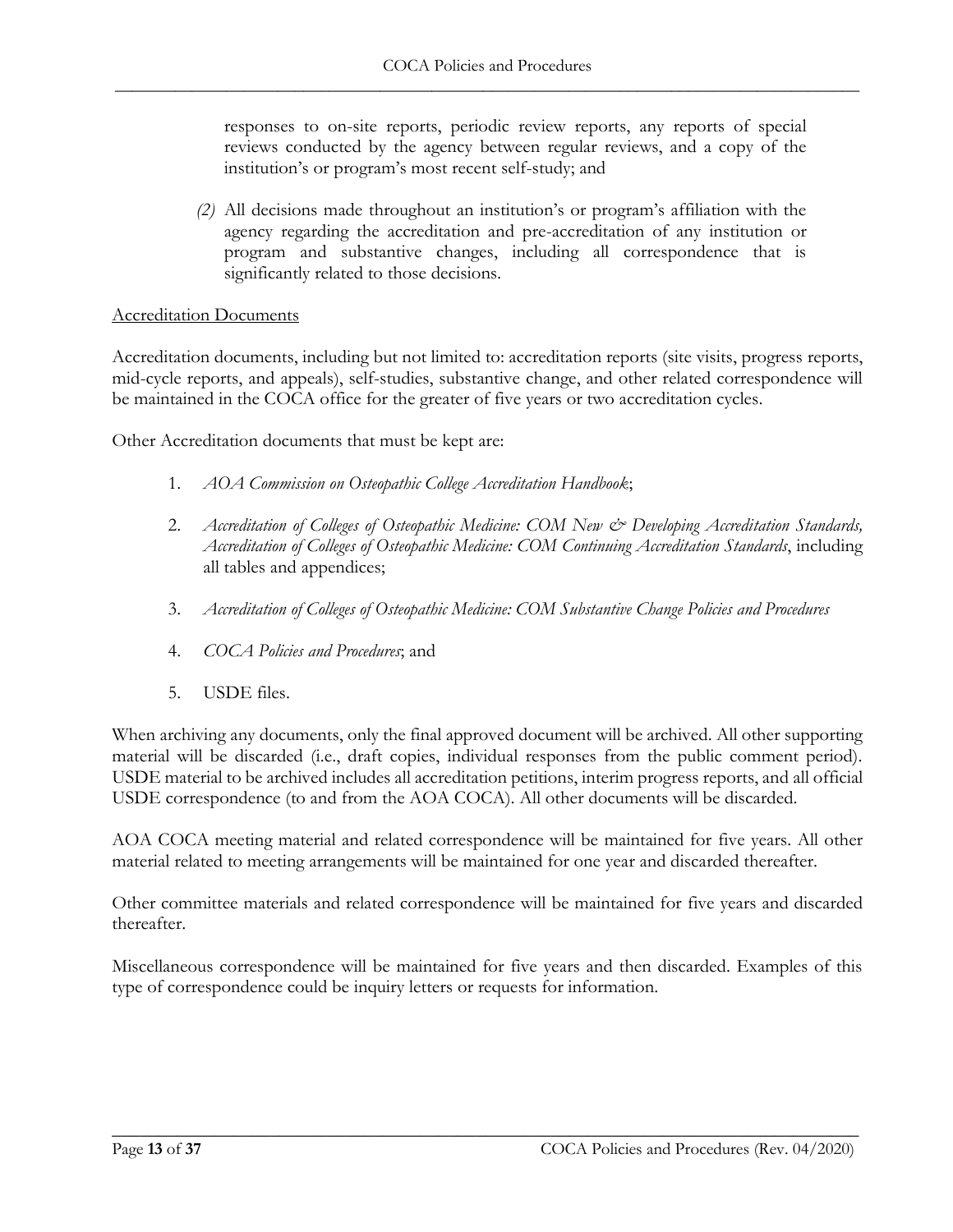responses to on-site reports, periodic review reports, any reports of special reviews conducted by the agency between regular reviews, and a copy of the institution's or program's most recent self-study; and

*(2)* All decisions made throughout an institution's or program's affiliation with the agency regarding the accreditation and pre-accreditation of any institution or program and substantive changes, including all correspondence that is significantly related to those decisions.

Accreditation Documents

Accreditation documents, including but not limited to: accreditation reports (site visits, progress reports, mid-cycle reports, and appeals), self-studies, substantive change, and other related correspondence will be maintained in the COCA office for the greater of five years or two accreditation cycles.

Other Accreditation documents that must be kept are:

1. *AOA Commission on Osteopathic College Accreditation Handbook*;
2. *Accreditation of Colleges of Osteopathic Medicine: COM New & Developing Accreditation Standards, Accreditation of Colleges of Osteopathic Medicine: COM Continuing Accreditation Standards*, including all tables and appendices;
3. *Accreditation of Colleges of Osteopathic Medicine: COM Substantive Change Policies and Procedures*
4. *COCA Policies and Procedures*; and
5. USDE files.

When archiving any documents, only the final approved document will be archived. All other supporting material will be discarded (i.e., draft copies, individual responses from the public comment period). USDE material to be archived includes all accreditation petitions, interim progress reports, and all official USDE correspondence (to and from the AOA COCA). All other documents will be discarded.

AOA COCA meeting material and related correspondence will be maintained for five years. All other material related to meeting arrangements will be maintained for one year and discarded thereafter.

Other committee materials and related correspondence will be maintained for five years and discarded thereafter.

Miscellaneous correspondence will be maintained for five years and then discarded. Examples of this type of correspondence could be inquiry letters or requests for information.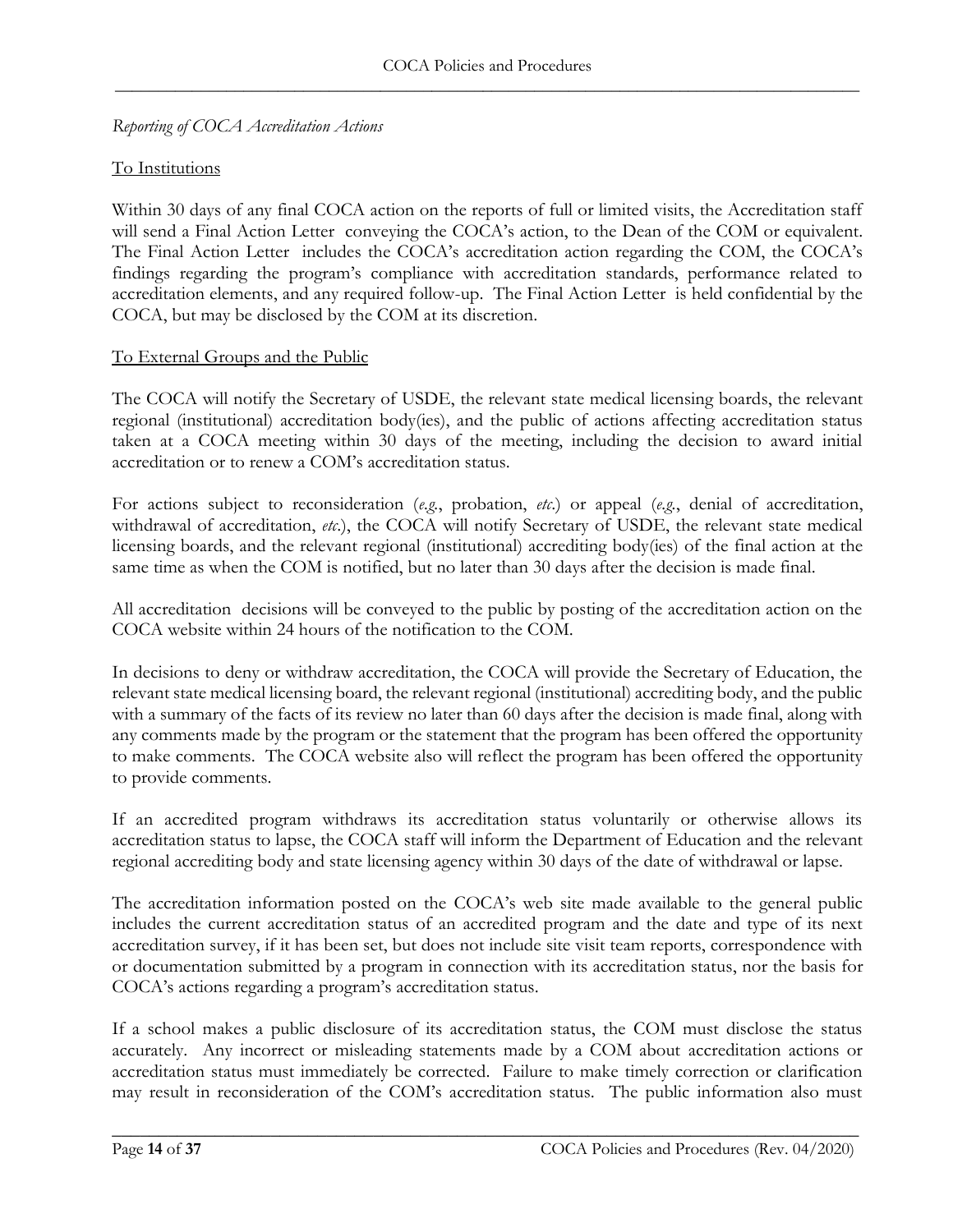*Reporting of COCA Accreditation Actions*

To Institutions

Within 30 days of any final COCA action on the reports of full or limited visits, the Accreditation staff will send a Final Action Letter conveying the COCA's action, to the Dean of the COM or equivalent. The Final Action Letter includes the COCA's accreditation action regarding the COM, the COCA's findings regarding the program's compliance with accreditation standards, performance related to accreditation elements, and any required follow-up. The Final Action Letter is held confidential by the COCA, but may be disclosed by the COM at its discretion.

To External Groups and the Public

The COCA will notify the Secretary of USDE, the relevant state medical licensing boards, the relevant regional (institutional) accreditation body(ies), and the public of actions affecting accreditation status taken at a COCA meeting within 30 days of the meeting, including the decision to award initial accreditation or to renew a COM's accreditation status.

For actions subject to reconsideration (*e.g.*, probation, *etc.*) or appeal (*e.g.*, denial of accreditation, withdrawal of accreditation, *etc.*), the COCA will notify Secretary of USDE, the relevant state medical licensing boards, and the relevant regional (institutional) accrediting body(ies) of the final action at the same time as when the COM is notified, but no later than 30 days after the decision is made final.

All accreditation decisions will be conveyed to the public by posting of the accreditation action on the COCA website within 24 hours of the notification to the COM.

In decisions to deny or withdraw accreditation, the COCA will provide the Secretary of Education, the relevant state medical licensing board, the relevant regional (institutional) accrediting body, and the public with a summary of the facts of its review no later than 60 days after the decision is made final, along with any comments made by the program or the statement that the program has been offered the opportunity to make comments. The COCA website also will reflect the program has been offered the opportunity to provide comments.

If an accredited program withdraws its accreditation status voluntarily or otherwise allows its accreditation status to lapse, the COCA staff will inform the Department of Education and the relevant regional accrediting body and state licensing agency within 30 days of the date of withdrawal or lapse.

The accreditation information posted on the COCA's web site made available to the general public includes the current accreditation status of an accredited program and the date and type of its next accreditation survey, if it has been set, but does not include site visit team reports, correspondence with or documentation submitted by a program in connection with its accreditation status, nor the basis for COCA's actions regarding a program's accreditation status.

If a school makes a public disclosure of its accreditation status, the COM must disclose the status accurately. Any incorrect or misleading statements made by a COM about accreditation actions or accreditation status must immediately be corrected. Failure to make timely correction or clarification may result in reconsideration of the COM's accreditation status. The public information also must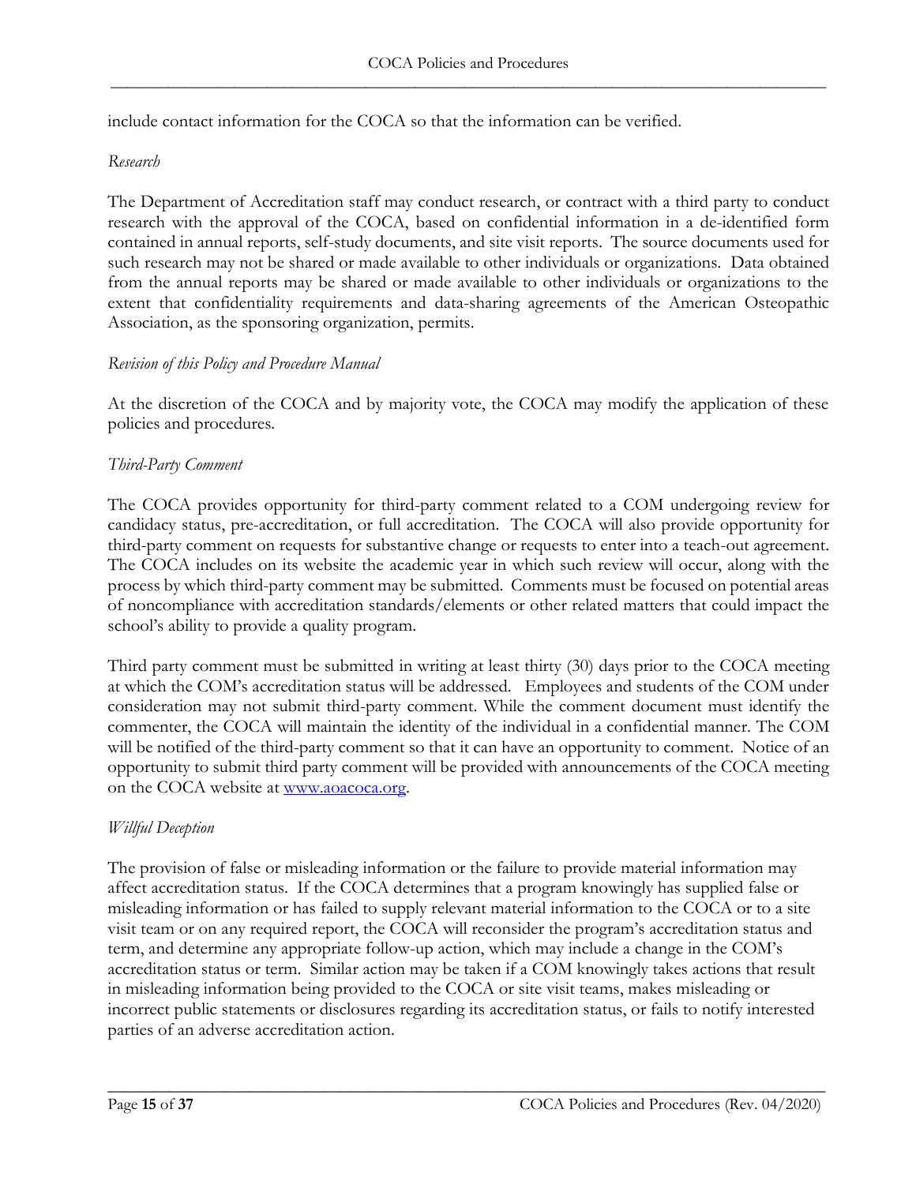include contact information for the COCA so that the information can be verified.

*Research*

The Department of Accreditation staff may conduct research, or contract with a third party to conduct research with the approval of the COCA, based on confidential information in a de-identified form contained in annual reports, self-study documents, and site visit reports. The source documents used for such research may not be shared or made available to other individuals or organizations. Data obtained from the annual reports may be shared or made available to other individuals or organizations to the extent that confidentiality requirements and data-sharing agreements of the American Osteopathic Association, as the sponsoring organization, permits.

*Revision of this Policy and Procedure Manual*

At the discretion of the COCA and by majority vote, the COCA may modify the application of these policies and procedures.

*Third-Party Comment*

The COCA provides opportunity for third-party comment related to a COM undergoing review for candidacy status, pre-accreditation, or full accreditation. The COCA will also provide opportunity for third-party comment on requests for substantive change or requests to enter into a teach-out agreement. The COCA includes on its website the academic year in which such review will occur, along with the process by which third-party comment may be submitted. Comments must be focused on potential areas of noncompliance with accreditation standards/elements or other related matters that could impact the school's ability to provide a quality program.

Third party comment must be submitted in writing at least thirty (30) days prior to the COCA meeting at which the COM's accreditation status will be addressed. Employees and students of the COM under consideration may not submit third-party comment. While the comment document must identify the commenter, the COCA will maintain the identity of the individual in a confidential manner. The COM will be notified of the third-party comment so that it can have an opportunity to comment. Notice of an opportunity to submit third party comment will be provided with announcements of the COCA meeting on the COCA website at [www.aoacoca.org](http://www.aoacoca.org).

*Willful Deception*

The provision of false or misleading information or the failure to provide material information may affect accreditation status. If the COCA determines that a program knowingly has supplied false or misleading information or has failed to supply relevant material information to the COCA or to a site visit team or on any required report, the COCA will reconsider the program's accreditation status and term, and determine any appropriate follow-up action, which may include a change in the COM's accreditation status or term. Similar action may be taken if a COM knowingly takes actions that result in misleading information being provided to the COCA or site visit teams, makes misleading or incorrect public statements or disclosures regarding its accreditation status, or fails to notify interested parties of an adverse accreditation action.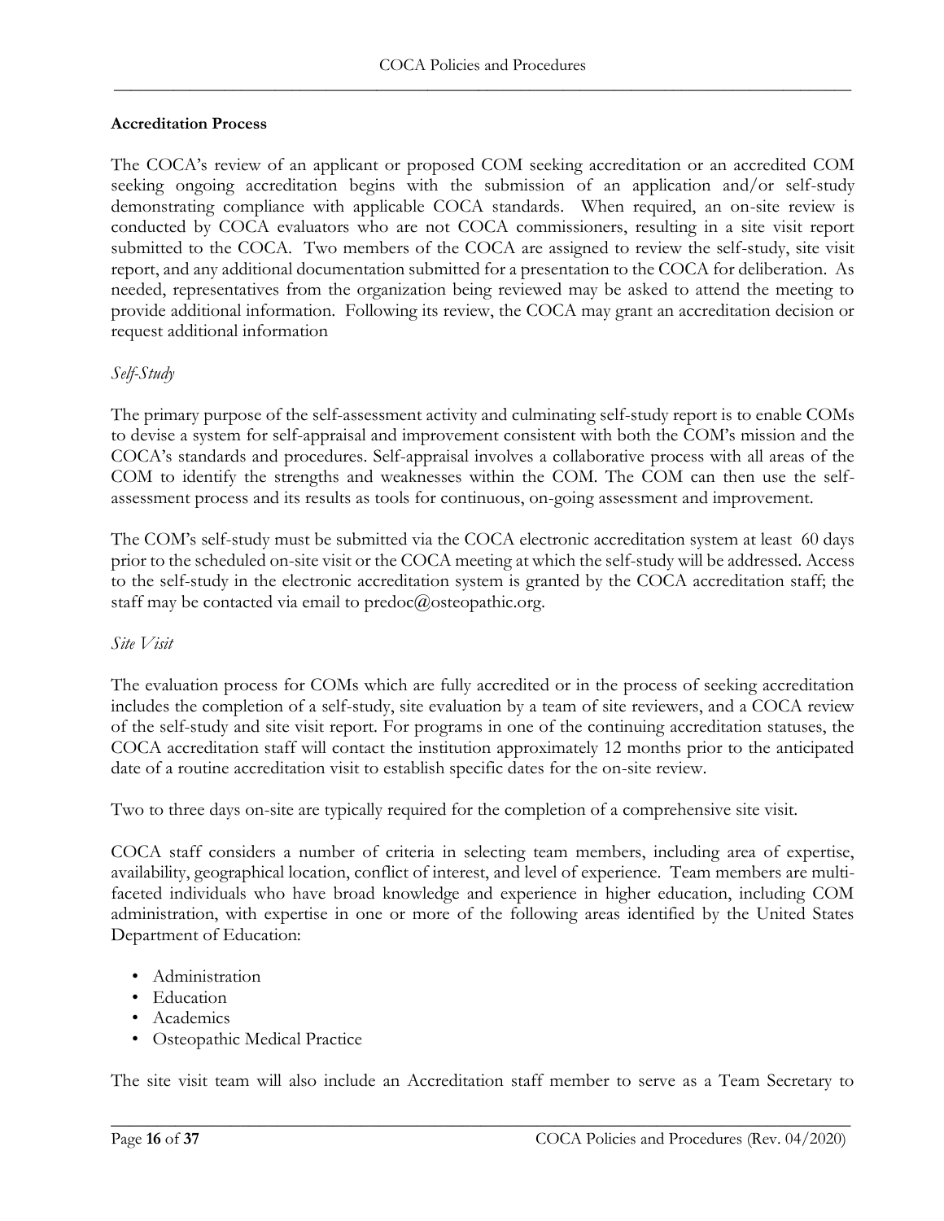**Accreditation Process**

The COCA's review of an applicant or proposed COM seeking accreditation or an accredited COM seeking ongoing accreditation begins with the submission of an application and/or self-study demonstrating compliance with applicable COCA standards. When required, an on-site review is conducted by COCA evaluators who are not COCA commissioners, resulting in a site visit report submitted to the COCA. Two members of the COCA are assigned to review the self-study, site visit report, and any additional documentation submitted for a presentation to the COCA for deliberation. As needed, representatives from the organization being reviewed may be asked to attend the meeting to provide additional information. Following its review, the COCA may grant an accreditation decision or request additional information

*Self-Study*

The primary purpose of the self-assessment activity and culminating self-study report is to enable COMs to devise a system for self-appraisal and improvement consistent with both the COM's mission and the COCA's standards and procedures. Self-appraisal involves a collaborative process with all areas of the COM to identify the strengths and weaknesses within the COM. The COM can then use the self-assessment process and its results as tools for continuous, on-going assessment and improvement.

The COM's self-study must be submitted via the COCA electronic accreditation system at least 60 days prior to the scheduled on-site visit or the COCA meeting at which the self-study will be addressed. Access to the self-study in the electronic accreditation system is granted by the COCA accreditation staff; the staff may be contacted via email to predoc@osteopathic.org.

*Site Visit*

The evaluation process for COMs which are fully accredited or in the process of seeking accreditation includes the completion of a self-study, site evaluation by a team of site reviewers, and a COCA review of the self-study and site visit report. For programs in one of the continuing accreditation statuses, the COCA accreditation staff will contact the institution approximately 12 months prior to the anticipated date of a routine accreditation visit to establish specific dates for the on-site review.

Two to three days on-site are typically required for the completion of a comprehensive site visit.

COCA staff considers a number of criteria in selecting team members, including area of expertise, availability, geographical location, conflict of interest, and level of experience. Team members are multi-faceted individuals who have broad knowledge and experience in higher education, including COM administration, with expertise in one or more of the following areas identified by the United States Department of Education:

- Administration
- Education
- Academics
- Osteopathic Medical Practice

The site visit team will also include an Accreditation staff member to serve as a Team Secretary to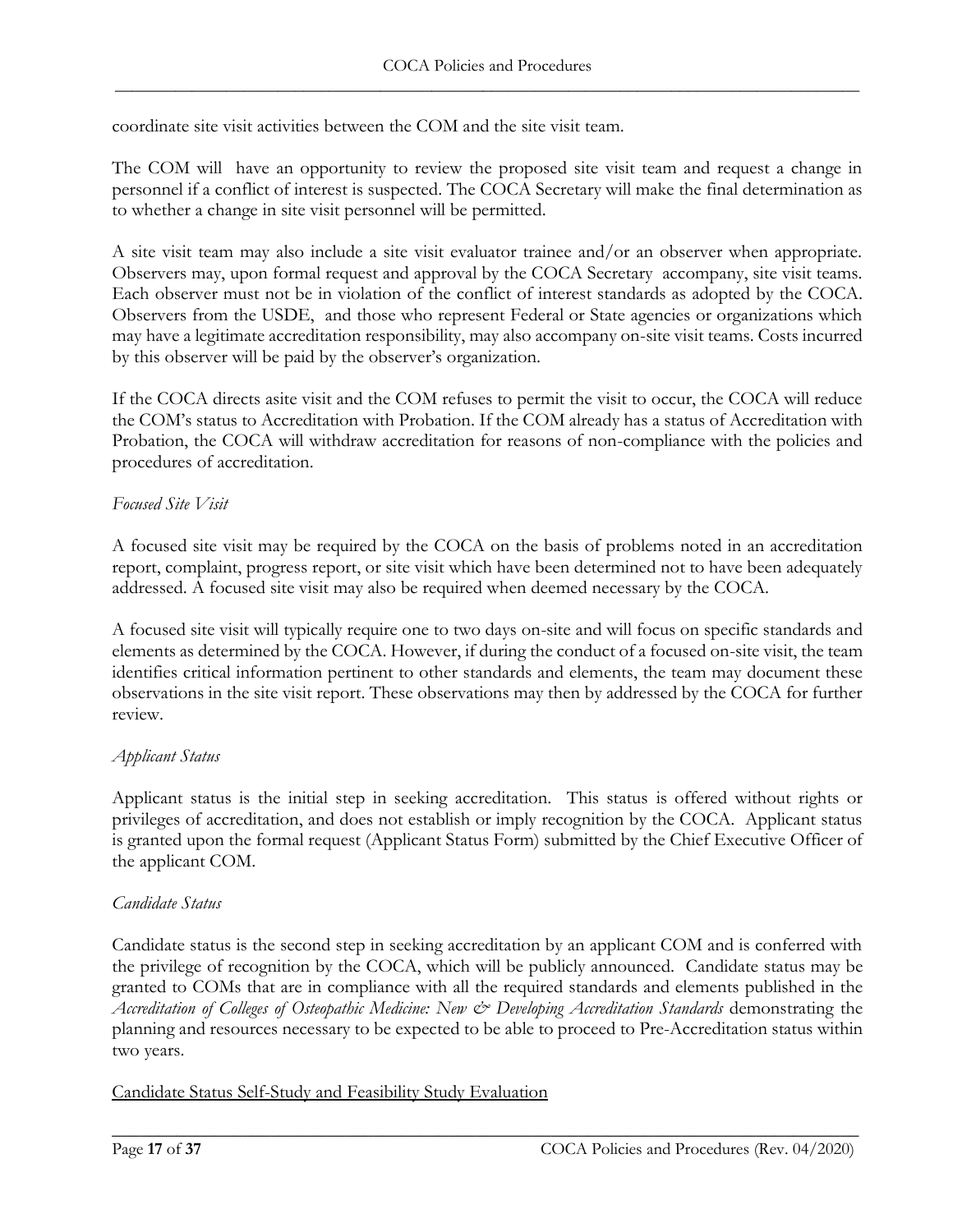coordinate site visit activities between the COM and the site visit team.

The COM will  have an opportunity to review the proposed site visit team and request a change in personnel if a conflict of interest is suspected. The COCA Secretary will make the final determination as to whether a change in site visit personnel will be permitted.

A site visit team may also include a site visit evaluator trainee and/or an observer when appropriate. Observers may, upon formal request and approval by the COCA Secretary  accompany, site visit teams. Each observer must not be in violation of the conflict of interest standards as adopted by the COCA. Observers from the USDE,  and those who represent Federal or State agencies or organizations which may have a legitimate accreditation responsibility, may also accompany on-site visit teams. Costs incurred by this observer will be paid by the observer's organization.

If the COCA directs asite visit and the COM refuses to permit the visit to occur, the COCA will reduce the COM's status to Accreditation with Probation. If the COM already has a status of Accreditation with Probation, the COCA will withdraw accreditation for reasons of non-compliance with the policies and procedures of accreditation.

*Focused Site Visit*

A focused site visit may be required by the COCA on the basis of problems noted in an accreditation report, complaint, progress report, or site visit which have been determined not to have been adequately addressed. A focused site visit may also be required when deemed necessary by the COCA.

A focused site visit will typically require one to two days on-site and will focus on specific standards and elements as determined by the COCA. However, if during the conduct of a focused on-site visit, the team identifies critical information pertinent to other standards and elements, the team may document these observations in the site visit report. These observations may then by addressed by the COCA for further review.

*Applicant Status*

Applicant status is the initial step in seeking accreditation.  This status is offered without rights or privileges of accreditation, and does not establish or imply recognition by the COCA.  Applicant status is granted upon the formal request (Applicant Status Form) submitted by the Chief Executive Officer of the applicant COM.

*Candidate Status*

Candidate status is the second step in seeking accreditation by an applicant COM and is conferred with the privilege of recognition by the COCA, which will be publicly announced.  Candidate status may be granted to COMs that are in compliance with all the required standards and elements published in the *Accreditation of Colleges of Osteopathic Medicine: New & Developing Accreditation Standards* demonstrating the planning and resources necessary to be expected to be able to proceed to Pre-Accreditation status within two years.

<u>Candidate Status Self-Study and Feasibility Study Evaluation</u>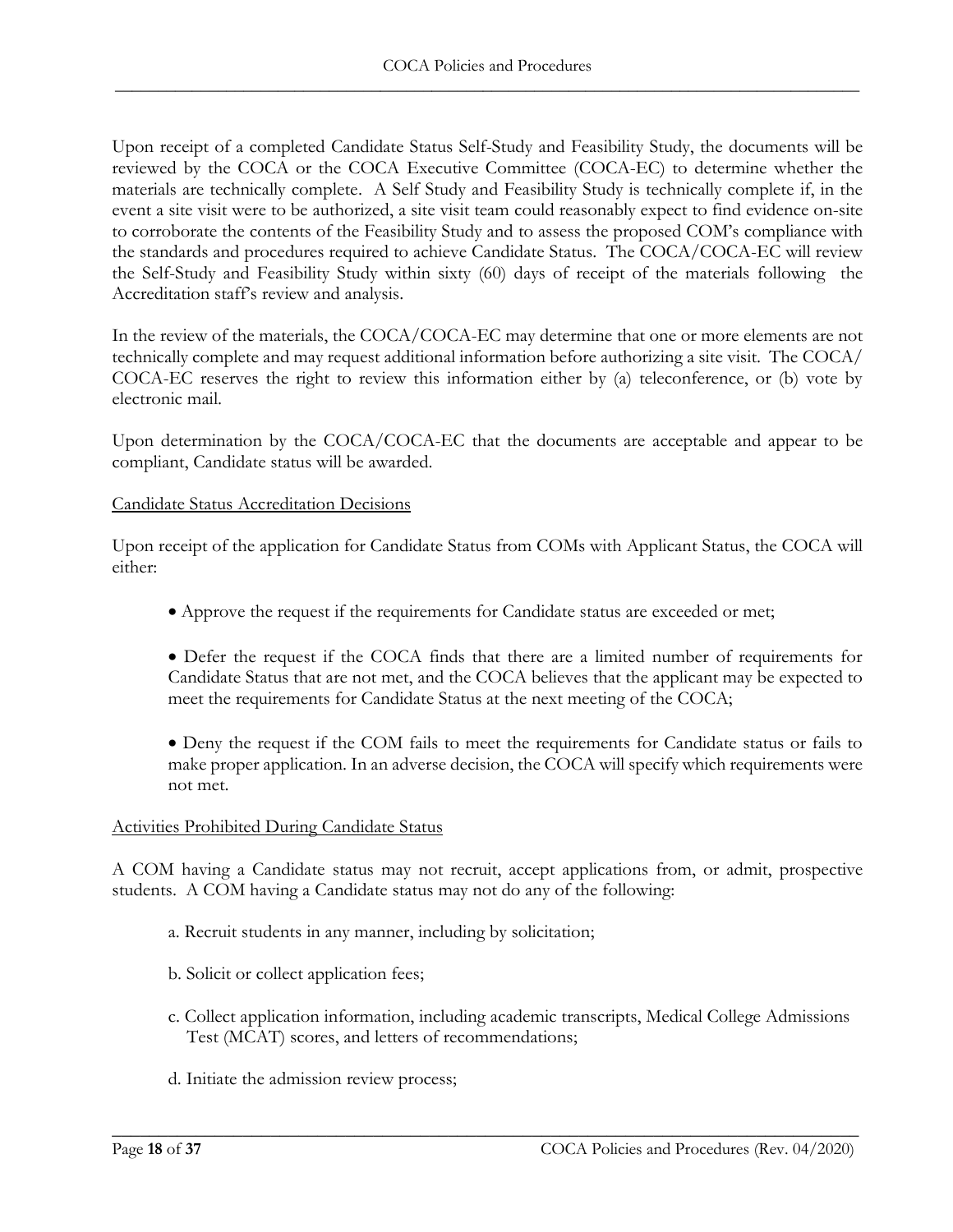Upon receipt of a completed Candidate Status Self-Study and Feasibility Study, the documents will be reviewed by the COCA or the COCA Executive Committee (COCA-EC) to determine whether the materials are technically complete. A Self Study and Feasibility Study is technically complete if, in the event a site visit were to be authorized, a site visit team could reasonably expect to find evidence on-site to corroborate the contents of the Feasibility Study and to assess the proposed COM's compliance with the standards and procedures required to achieve Candidate Status. The COCA/COCA-EC will review the Self-Study and Feasibility Study within sixty (60) days of receipt of the materials following the Accreditation staff's review and analysis.

In the review of the materials, the COCA/COCA-EC may determine that one or more elements are not technically complete and may request additional information before authorizing a site visit. The COCA/ COCA-EC reserves the right to review this information either by (a) teleconference, or (b) vote by electronic mail.

Upon determination by the COCA/COCA-EC that the documents are acceptable and appear to be compliant, Candidate status will be awarded.

Candidate Status Accreditation Decisions

Upon receipt of the application for Candidate Status from COMs with Applicant Status, the COCA will either:

- Approve the request if the requirements for Candidate status are exceeded or met;
- Defer the request if the COCA finds that there are a limited number of requirements for Candidate Status that are not met, and the COCA believes that the applicant may be expected to meet the requirements for Candidate Status at the next meeting of the COCA;
- Deny the request if the COM fails to meet the requirements for Candidate status or fails to make proper application. In an adverse decision, the COCA will specify which requirements were not met.

Activities Prohibited During Candidate Status

A COM having a Candidate status may not recruit, accept applications from, or admit, prospective students. A COM having a Candidate status may not do any of the following:

a. Recruit students in any manner, including by solicitation;

b. Solicit or collect application fees;

c. Collect application information, including academic transcripts, Medical College Admissions Test (MCAT) scores, and letters of recommendations;

d. Initiate the admission review process;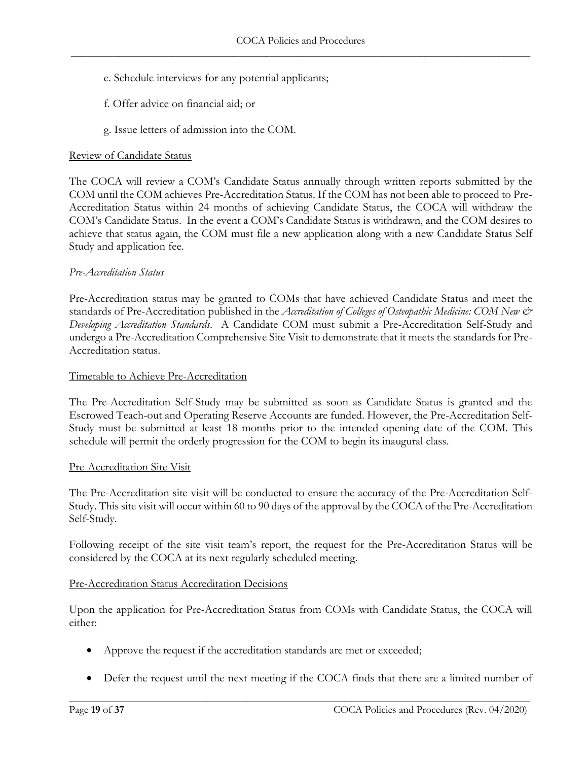e. Schedule interviews for any potential applicants;

f. Offer advice on financial aid; or

g. Issue letters of admission into the COM.

<u>Review of Candidate Status</u>

The COCA will review a COM's Candidate Status annually through written reports submitted by the COM until the COM achieves Pre-Accreditation Status. If the COM has not been able to proceed to Pre-Accreditation Status within 24 months of achieving Candidate Status, the COCA will withdraw the COM's Candidate Status. In the event a COM's Candidate Status is withdrawn, and the COM desires to achieve that status again, the COM must file a new application along with a new Candidate Status Self Study and application fee.

*Pre-Accreditation Status*

Pre-Accreditation status may be granted to COMs that have achieved Candidate Status and meet the standards of Pre-Accreditation published in the *Accreditation of Colleges of Osteopathic Medicine: COM New & Developing Accreditation Standards*. A Candidate COM must submit a Pre-Accreditation Self-Study and undergo a Pre-Accreditation Comprehensive Site Visit to demonstrate that it meets the standards for Pre-Accreditation status.

<u>Timetable to Achieve Pre-Accreditation</u>

The Pre-Accreditation Self-Study may be submitted as soon as Candidate Status is granted and the Escrowed Teach-out and Operating Reserve Accounts are funded. However, the Pre-Accreditation Self-Study must be submitted at least 18 months prior to the intended opening date of the COM. This schedule will permit the orderly progression for the COM to begin its inaugural class.

<u>Pre-Accreditation Site Visit</u>

The Pre-Accreditation site visit will be conducted to ensure the accuracy of the Pre-Accreditation Self-Study. This site visit will occur within 60 to 90 days of the approval by the COCA of the Pre-Accreditation Self-Study.

Following receipt of the site visit team's report, the request for the Pre-Accreditation Status will be considered by the COCA at its next regularly scheduled meeting.

<u>Pre-Accreditation Status Accreditation Decisions</u>

Upon the application for Pre-Accreditation Status from COMs with Candidate Status, the COCA will either:

- Approve the request if the accreditation standards are met or exceeded;
- Defer the request until the next meeting if the COCA finds that there are a limited number of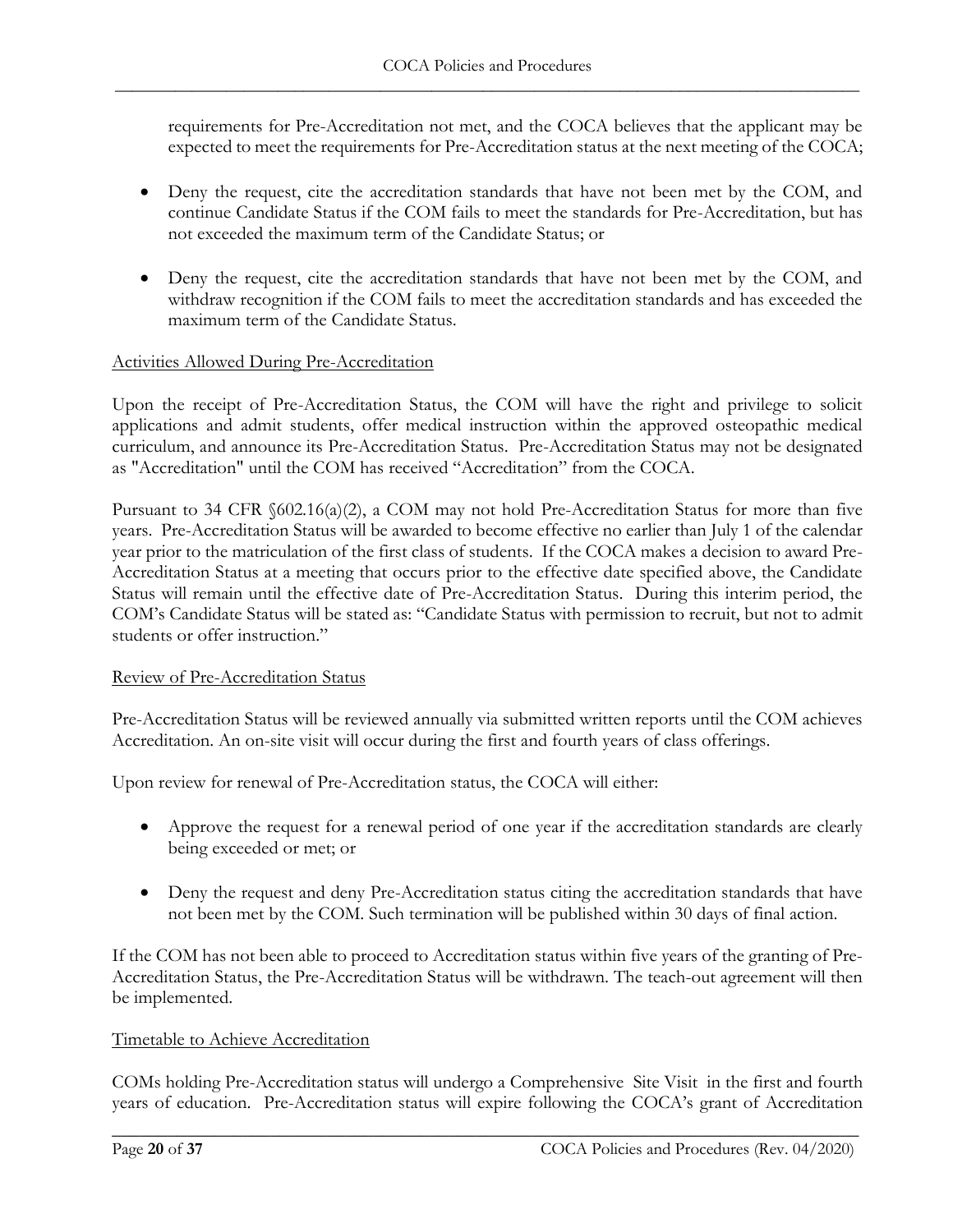requirements for Pre-Accreditation not met, and the COCA believes that the applicant may be expected to meet the requirements for Pre-Accreditation status at the next meeting of the COCA;

- Deny the request, cite the accreditation standards that have not been met by the COM, and continue Candidate Status if the COM fails to meet the standards for Pre-Accreditation, but has not exceeded the maximum term of the Candidate Status; or

- Deny the request, cite the accreditation standards that have not been met by the COM, and withdraw recognition if the COM fails to meet the accreditation standards and has exceeded the maximum term of the Candidate Status.

Activities Allowed During Pre-Accreditation

Upon the receipt of Pre-Accreditation Status, the COM will have the right and privilege to solicit applications and admit students, offer medical instruction within the approved osteopathic medical curriculum, and announce its Pre-Accreditation Status. Pre-Accreditation Status may not be designated as "Accreditation" until the COM has received "Accreditation" from the COCA.

Pursuant to 34 CFR §602.16(a)(2), a COM may not hold Pre-Accreditation Status for more than five years. Pre-Accreditation Status will be awarded to become effective no earlier than July 1 of the calendar year prior to the matriculation of the first class of students. If the COCA makes a decision to award Pre-Accreditation Status at a meeting that occurs prior to the effective date specified above, the Candidate Status will remain until the effective date of Pre-Accreditation Status. During this interim period, the COM's Candidate Status will be stated as: "Candidate Status with permission to recruit, but not to admit students or offer instruction."

Review of Pre-Accreditation Status

Pre-Accreditation Status will be reviewed annually via submitted written reports until the COM achieves Accreditation. An on-site visit will occur during the first and fourth years of class offerings.

Upon review for renewal of Pre-Accreditation status, the COCA will either:

- Approve the request for a renewal period of one year if the accreditation standards are clearly being exceeded or met; or

- Deny the request and deny Pre-Accreditation status citing the accreditation standards that have not been met by the COM. Such termination will be published within 30 days of final action.

If the COM has not been able to proceed to Accreditation status within five years of the granting of Pre-Accreditation Status, the Pre-Accreditation Status will be withdrawn. The teach-out agreement will then be implemented.

Timetable to Achieve Accreditation

COMs holding Pre-Accreditation status will undergo a Comprehensive Site Visit in the first and fourth years of education. Pre-Accreditation status will expire following the COCA's grant of Accreditation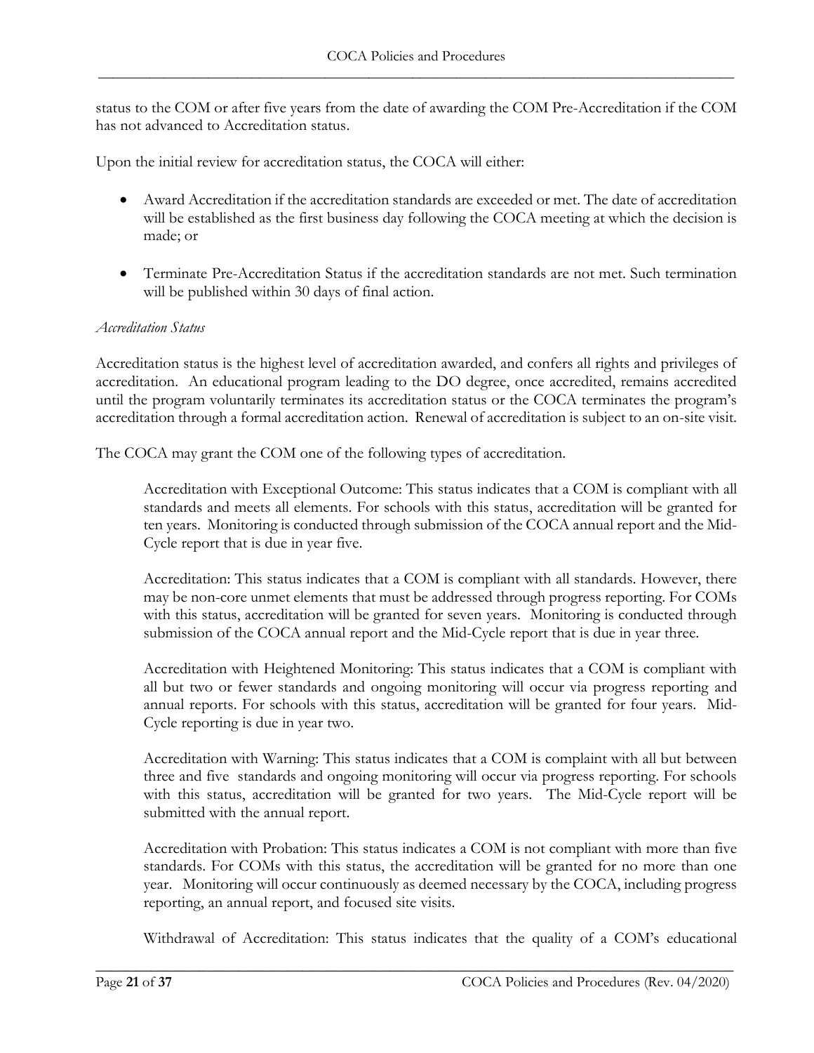status to the COM or after five years from the date of awarding the COM Pre-Accreditation if the COM has not advanced to Accreditation status.

Upon the initial review for accreditation status, the COCA will either:

- Award Accreditation if the accreditation standards are exceeded or met. The date of accreditation will be established as the first business day following the COCA meeting at which the decision is made; or

- Terminate Pre-Accreditation Status if the accreditation standards are not met. Such termination will be published within 30 days of final action.

*Accreditation Status*

Accreditation status is the highest level of accreditation awarded, and confers all rights and privileges of accreditation. An educational program leading to the DO degree, once accredited, remains accredited until the program voluntarily terminates its accreditation status or the COCA terminates the program's accreditation through a formal accreditation action. Renewal of accreditation is subject to an on-site visit.

The COCA may grant the COM one of the following types of accreditation.

Accreditation with Exceptional Outcome: This status indicates that a COM is compliant with all standards and meets all elements. For schools with this status, accreditation will be granted for ten years. Monitoring is conducted through submission of the COCA annual report and the Mid-Cycle report that is due in year five.

Accreditation: This status indicates that a COM is compliant with all standards. However, there may be non-core unmet elements that must be addressed through progress reporting. For COMs with this status, accreditation will be granted for seven years. Monitoring is conducted through submission of the COCA annual report and the Mid-Cycle report that is due in year three.

Accreditation with Heightened Monitoring: This status indicates that a COM is compliant with all but two or fewer standards and ongoing monitoring will occur via progress reporting and annual reports. For schools with this status, accreditation will be granted for four years. Mid-Cycle reporting is due in year two.

Accreditation with Warning: This status indicates that a COM is complaint with all but between three and five standards and ongoing monitoring will occur via progress reporting. For schools with this status, accreditation will be granted for two years. The Mid-Cycle report will be submitted with the annual report.

Accreditation with Probation: This status indicates a COM is not compliant with more than five standards. For COMs with this status, the accreditation will be granted for no more than one year. Monitoring will occur continuously as deemed necessary by the COCA, including progress reporting, an annual report, and focused site visits.

Withdrawal of Accreditation: This status indicates that the quality of a COM's educational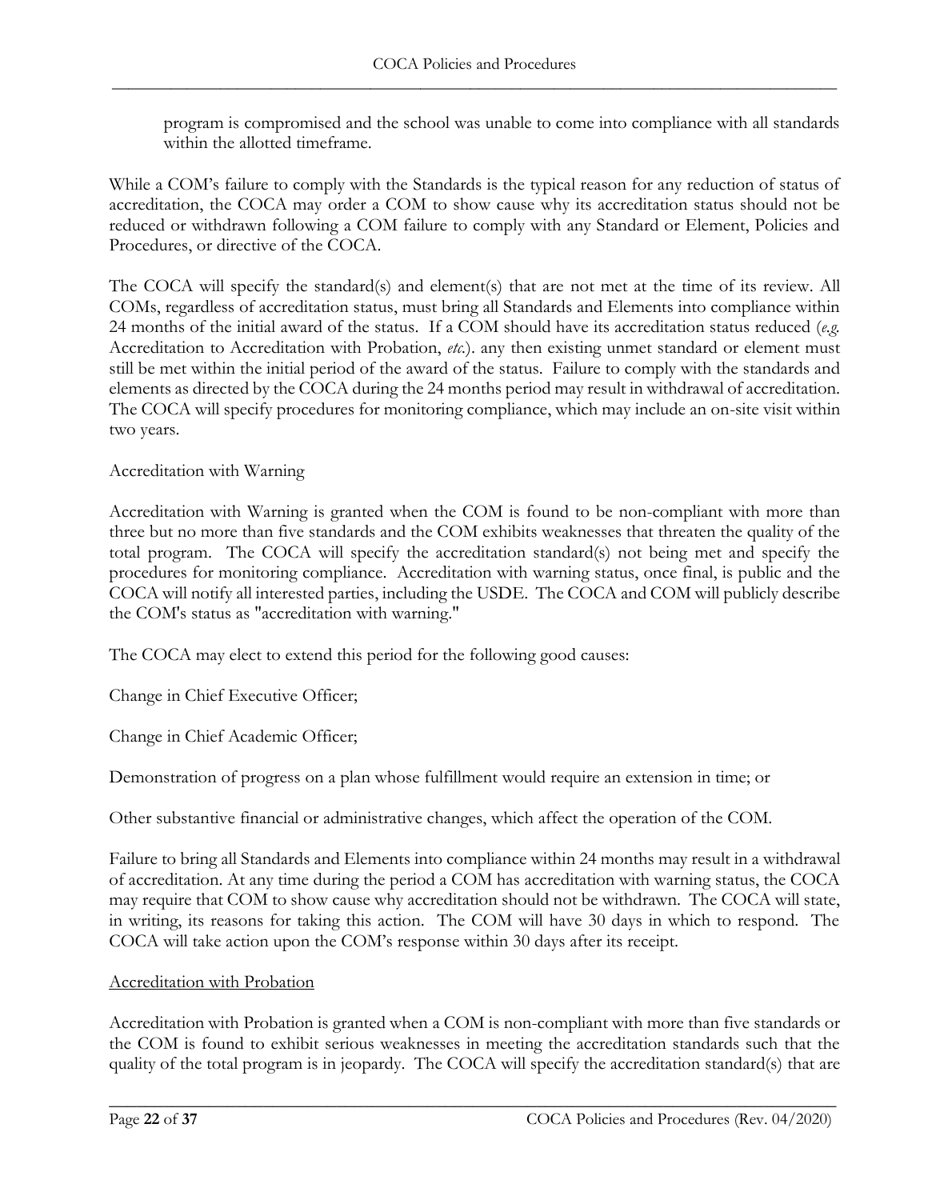program is compromised and the school was unable to come into compliance with all standards within the allotted timeframe.

While a COM's failure to comply with the Standards is the typical reason for any reduction of status of accreditation, the COCA may order a COM to show cause why its accreditation status should not be reduced or withdrawn following a COM failure to comply with any Standard or Element, Policies and Procedures, or directive of the COCA.

The COCA will specify the standard(s) and element(s) that are not met at the time of its review. All COMs, regardless of accreditation status, must bring all Standards and Elements into compliance within 24 months of the initial award of the status. If a COM should have its accreditation status reduced (*e.g.* Accreditation to Accreditation with Probation, *etc.*). any then existing unmet standard or element must still be met within the initial period of the award of the status. Failure to comply with the standards and elements as directed by the COCA during the 24 months period may result in withdrawal of accreditation. The COCA will specify procedures for monitoring compliance, which may include an on-site visit within two years.

Accreditation with Warning

Accreditation with Warning is granted when the COM is found to be non-compliant with more than three but no more than five standards and the COM exhibits weaknesses that threaten the quality of the total program. The COCA will specify the accreditation standard(s) not being met and specify the procedures for monitoring compliance. Accreditation with warning status, once final, is public and the COCA will notify all interested parties, including the USDE. The COCA and COM will publicly describe the COM's status as "accreditation with warning."

The COCA may elect to extend this period for the following good causes:

Change in Chief Executive Officer;

Change in Chief Academic Officer;

Demonstration of progress on a plan whose fulfillment would require an extension in time; or

Other substantive financial or administrative changes, which affect the operation of the COM.

Failure to bring all Standards and Elements into compliance within 24 months may result in a withdrawal of accreditation. At any time during the period a COM has accreditation with warning status, the COCA may require that COM to show cause why accreditation should not be withdrawn. The COCA will state, in writing, its reasons for taking this action. The COM will have 30 days in which to respond. The COCA will take action upon the COM's response within 30 days after its receipt.

<u>Accreditation with Probation</u>

Accreditation with Probation is granted when a COM is non-compliant with more than five standards or the COM is found to exhibit serious weaknesses in meeting the accreditation standards such that the quality of the total program is in jeopardy. The COCA will specify the accreditation standard(s) that are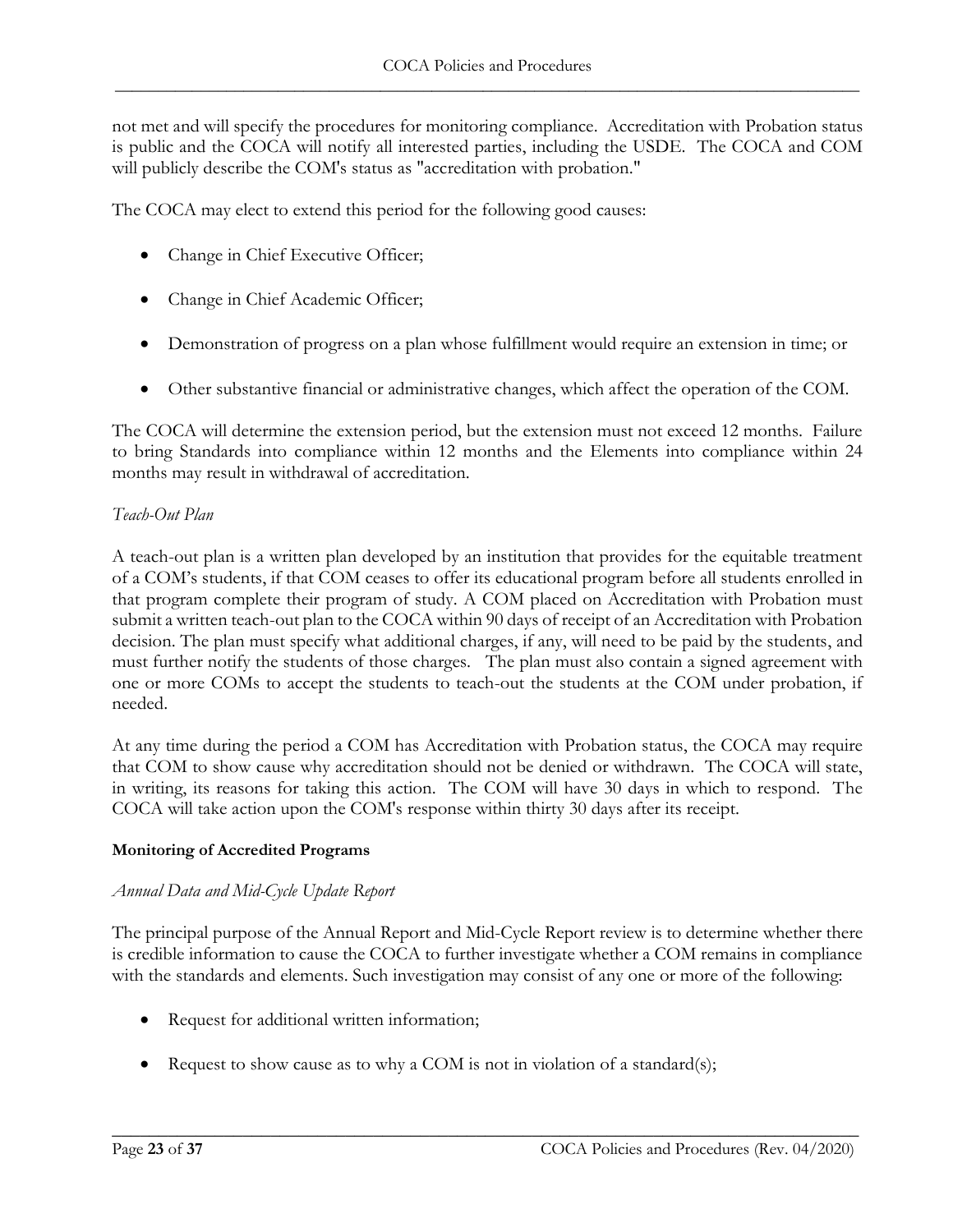not met and will specify the procedures for monitoring compliance. Accreditation with Probation status is public and the COCA will notify all interested parties, including the USDE. The COCA and COM will publicly describe the COM's status as "accreditation with probation."

The COCA may elect to extend this period for the following good causes:

- Change in Chief Executive Officer;
- Change in Chief Academic Officer;
- Demonstration of progress on a plan whose fulfillment would require an extension in time; or
- Other substantive financial or administrative changes, which affect the operation of the COM.

The COCA will determine the extension period, but the extension must not exceed 12 months. Failure to bring Standards into compliance within 12 months and the Elements into compliance within 24 months may result in withdrawal of accreditation.

*Teach-Out Plan*

A teach-out plan is a written plan developed by an institution that provides for the equitable treatment of a COM's students, if that COM ceases to offer its educational program before all students enrolled in that program complete their program of study. A COM placed on Accreditation with Probation must submit a written teach-out plan to the COCA within 90 days of receipt of an Accreditation with Probation decision. The plan must specify what additional charges, if any, will need to be paid by the students, and must further notify the students of those charges. The plan must also contain a signed agreement with one or more COMs to accept the students to teach-out the students at the COM under probation, if needed.

At any time during the period a COM has Accreditation with Probation status, the COCA may require that COM to show cause why accreditation should not be denied or withdrawn. The COCA will state, in writing, its reasons for taking this action. The COM will have 30 days in which to respond. The COCA will take action upon the COM's response within thirty 30 days after its receipt.

**Monitoring of Accredited Programs**

*Annual Data and Mid-Cycle Update Report*

The principal purpose of the Annual Report and Mid-Cycle Report review is to determine whether there is credible information to cause the COCA to further investigate whether a COM remains in compliance with the standards and elements. Such investigation may consist of any one or more of the following:

- Request for additional written information;
- Request to show cause as to why a COM is not in violation of a standard(s);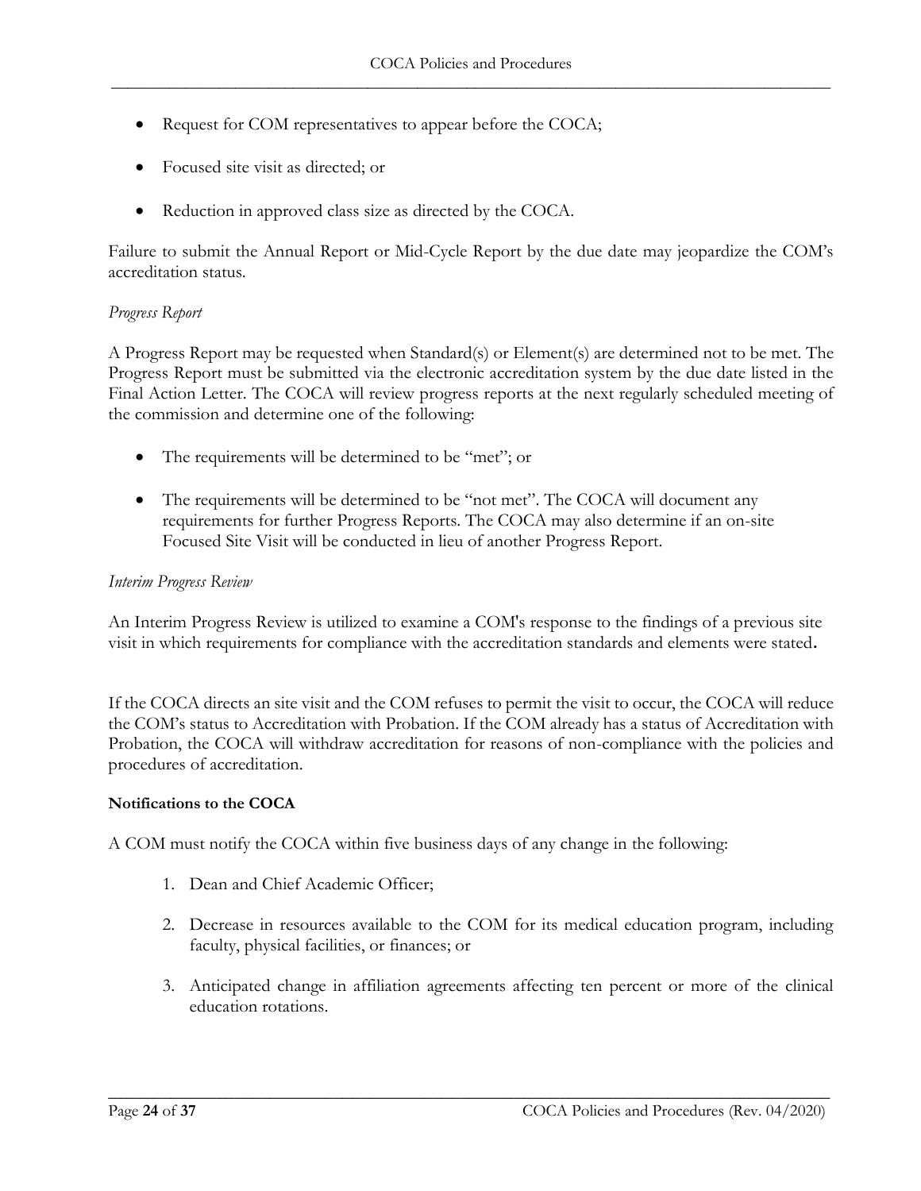- Request for COM representatives to appear before the COCA;
- Focused site visit as directed; or
- Reduction in approved class size as directed by the COCA.

Failure to submit the Annual Report or Mid-Cycle Report by the due date may jeopardize the COM's accreditation status.

*Progress Report*

A Progress Report may be requested when Standard(s) or Element(s) are determined not to be met. The Progress Report must be submitted via the electronic accreditation system by the due date listed in the Final Action Letter. The COCA will review progress reports at the next regularly scheduled meeting of the commission and determine one of the following:

- The requirements will be determined to be "met"; or
- The requirements will be determined to be "not met". The COCA will document any requirements for further Progress Reports. The COCA may also determine if an on-site Focused Site Visit will be conducted in lieu of another Progress Report.

*Interim Progress Review*

An Interim Progress Review is utilized to examine a COM's response to the findings of a previous site visit in which requirements for compliance with the accreditation standards and elements were stated.

If the COCA directs an site visit and the COM refuses to permit the visit to occur, the COCA will reduce the COM's status to Accreditation with Probation. If the COM already has a status of Accreditation with Probation, the COCA will withdraw accreditation for reasons of non-compliance with the policies and procedures of accreditation.

**Notifications to the COCA**

A COM must notify the COCA within five business days of any change in the following:

1. Dean and Chief Academic Officer;
2. Decrease in resources available to the COM for its medical education program, including faculty, physical facilities, or finances; or
3. Anticipated change in affiliation agreements affecting ten percent or more of the clinical education rotations.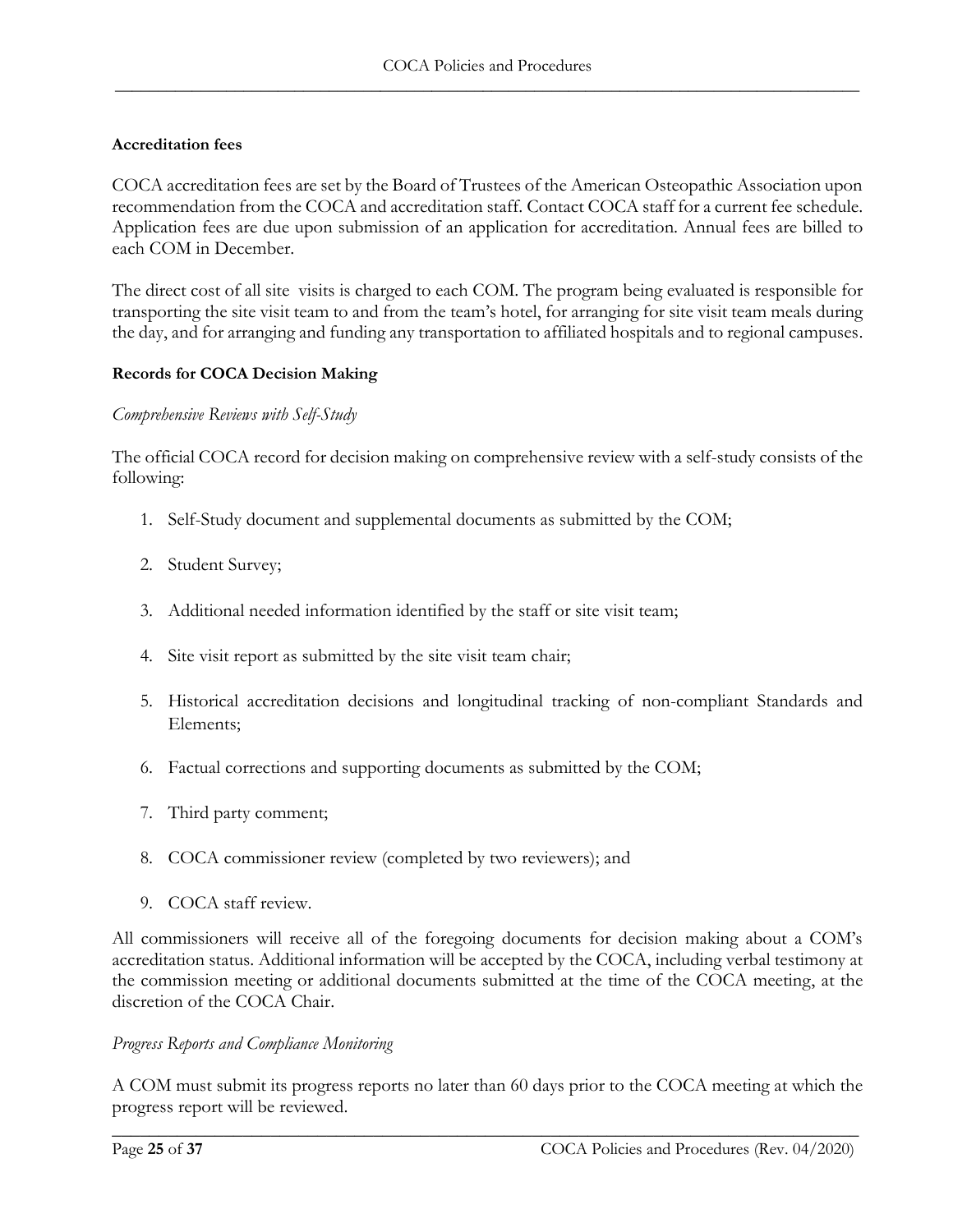**Accreditation fees**

COCA accreditation fees are set by the Board of Trustees of the American Osteopathic Association upon recommendation from the COCA and accreditation staff. Contact COCA staff for a current fee schedule. Application fees are due upon submission of an application for accreditation. Annual fees are billed to each COM in December.

The direct cost of all site visits is charged to each COM. The program being evaluated is responsible for transporting the site visit team to and from the team's hotel, for arranging for site visit team meals during the day, and for arranging and funding any transportation to affiliated hospitals and to regional campuses.

**Records for COCA Decision Making**

*Comprehensive Reviews with Self-Study*

The official COCA record for decision making on comprehensive review with a self-study consists of the following:

1. Self-Study document and supplemental documents as submitted by the COM;
2. Student Survey;
3. Additional needed information identified by the staff or site visit team;
4. Site visit report as submitted by the site visit team chair;
5. Historical accreditation decisions and longitudinal tracking of non-compliant Standards and Elements;
6. Factual corrections and supporting documents as submitted by the COM;
7. Third party comment;
8. COCA commissioner review (completed by two reviewers); and
9. COCA staff review.

All commissioners will receive all of the foregoing documents for decision making about a COM's accreditation status. Additional information will be accepted by the COCA, including verbal testimony at the commission meeting or additional documents submitted at the time of the COCA meeting, at the discretion of the COCA Chair.

*Progress Reports and Compliance Monitoring*

A COM must submit its progress reports no later than 60 days prior to the COCA meeting at which the progress report will be reviewed.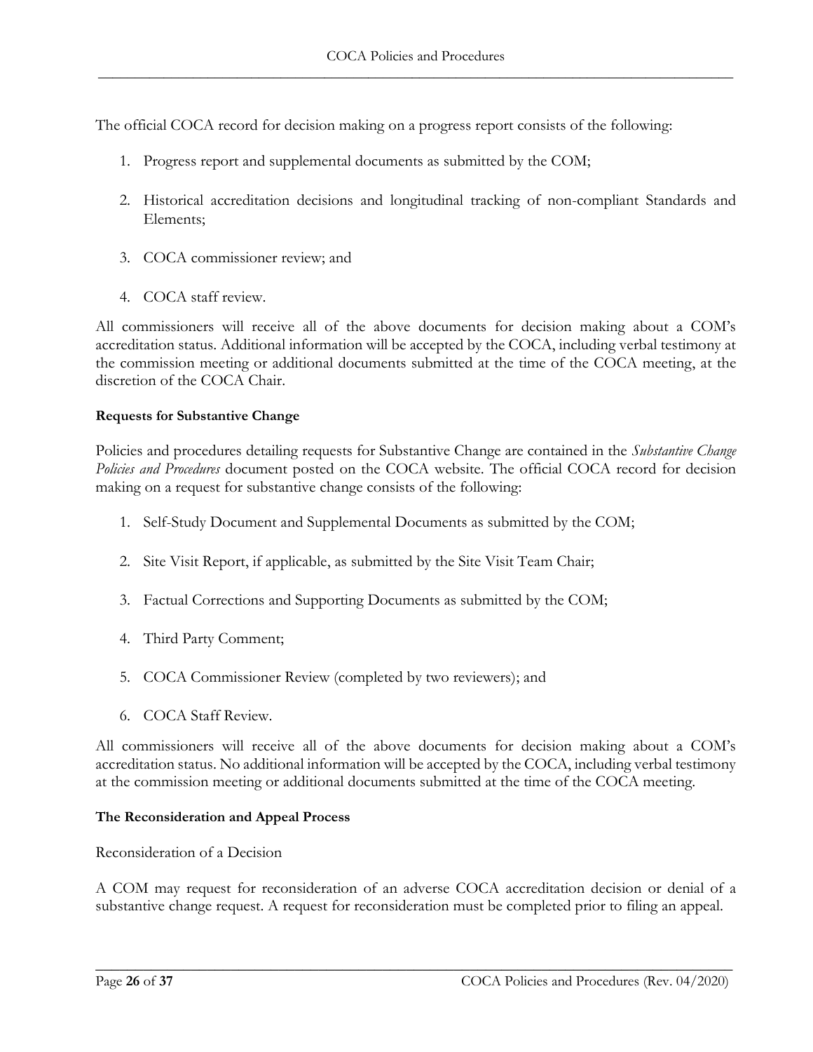The official COCA record for decision making on a progress report consists of the following:

1. Progress report and supplemental documents as submitted by the COM;

2. Historical accreditation decisions and longitudinal tracking of non-compliant Standards and Elements;

3. COCA commissioner review; and

4. COCA staff review.

All commissioners will receive all of the above documents for decision making about a COM's accreditation status. Additional information will be accepted by the COCA, including verbal testimony at the commission meeting or additional documents submitted at the time of the COCA meeting, at the discretion of the COCA Chair.

**Requests for Substantive Change**

Policies and procedures detailing requests for Substantive Change are contained in the *Substantive Change Policies and Procedures* document posted on the COCA website. The official COCA record for decision making on a request for substantive change consists of the following:

1. Self-Study Document and Supplemental Documents as submitted by the COM;

2. Site Visit Report, if applicable, as submitted by the Site Visit Team Chair;

3. Factual Corrections and Supporting Documents as submitted by the COM;

4. Third Party Comment;

5. COCA Commissioner Review (completed by two reviewers); and

6. COCA Staff Review.

All commissioners will receive all of the above documents for decision making about a COM's accreditation status. No additional information will be accepted by the COCA, including verbal testimony at the commission meeting or additional documents submitted at the time of the COCA meeting.

**The Reconsideration and Appeal Process**

Reconsideration of a Decision

A COM may request for reconsideration of an adverse COCA accreditation decision or denial of a substantive change request. A request for reconsideration must be completed prior to filing an appeal.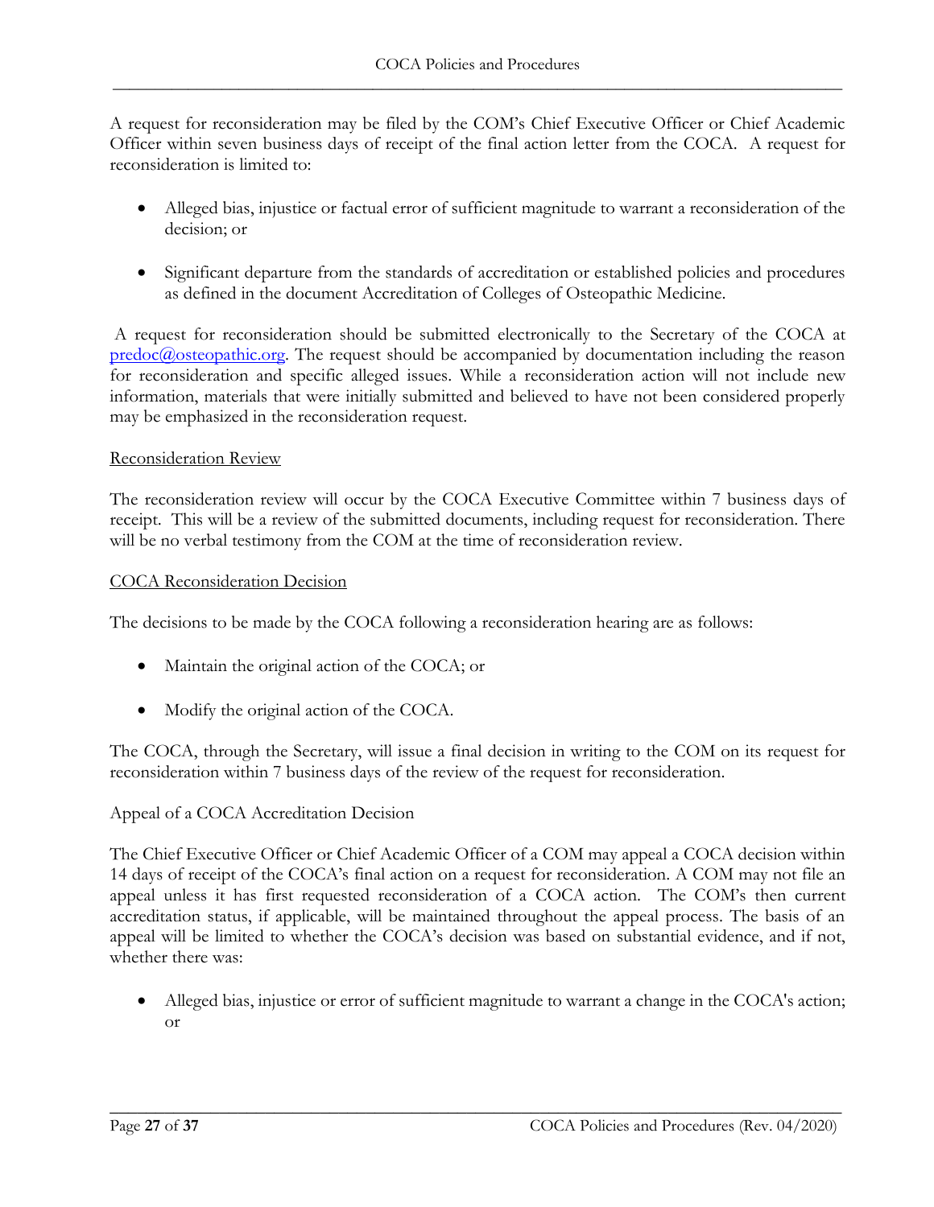A request for reconsideration may be filed by the COM's Chief Executive Officer or Chief Academic Officer within seven business days of receipt of the final action letter from the COCA. A request for reconsideration is limited to:

- Alleged bias, injustice or factual error of sufficient magnitude to warrant a reconsideration of the decision; or
- Significant departure from the standards of accreditation or established policies and procedures as defined in the document Accreditation of Colleges of Osteopathic Medicine.

A request for reconsideration should be submitted electronically to the Secretary of the COCA at [predoc@osteopathic.org](mailto:predoc@osteopathic.org). The request should be accompanied by documentation including the reason for reconsideration and specific alleged issues. While a reconsideration action will not include new information, materials that were initially submitted and believed to have not been considered properly may be emphasized in the reconsideration request.

<u>Reconsideration Review</u>

The reconsideration review will occur by the COCA Executive Committee within 7 business days of receipt. This will be a review of the submitted documents, including request for reconsideration. There will be no verbal testimony from the COM at the time of reconsideration review.

<u>COCA Reconsideration Decision</u>

The decisions to be made by the COCA following a reconsideration hearing are as follows:

- Maintain the original action of the COCA; or
- Modify the original action of the COCA.

The COCA, through the Secretary, will issue a final decision in writing to the COM on its request for reconsideration within 7 business days of the review of the request for reconsideration.

Appeal of a COCA Accreditation Decision

The Chief Executive Officer or Chief Academic Officer of a COM may appeal a COCA decision within 14 days of receipt of the COCA's final action on a request for reconsideration. A COM may not file an appeal unless it has first requested reconsideration of a COCA action. The COM's then current accreditation status, if applicable, will be maintained throughout the appeal process. The basis of an appeal will be limited to whether the COCA's decision was based on substantial evidence, and if not, whether there was:

- Alleged bias, injustice or error of sufficient magnitude to warrant a change in the COCA's action; or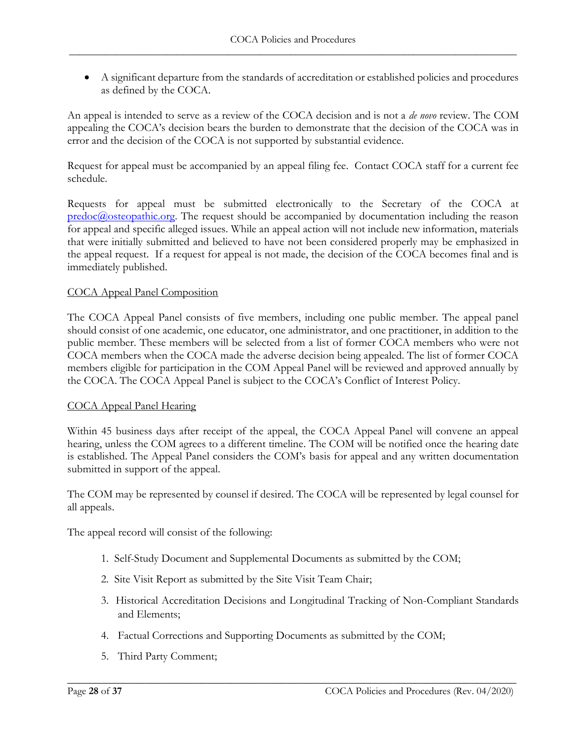- A significant departure from the standards of accreditation or established policies and procedures as defined by the COCA.

An appeal is intended to serve as a review of the COCA decision and is not a *de novo* review. The COM appealing the COCA's decision bears the burden to demonstrate that the decision of the COCA was in error and the decision of the COCA is not supported by substantial evidence.

Request for appeal must be accompanied by an appeal filing fee. Contact COCA staff for a current fee schedule.

Requests for appeal must be submitted electronically to the Secretary of the COCA at predoc@osteopathic.org. The request should be accompanied by documentation including the reason for appeal and specific alleged issues. While an appeal action will not include new information, materials that were initially submitted and believed to have not been considered properly may be emphasized in the appeal request. If a request for appeal is not made, the decision of the COCA becomes final and is immediately published.

<u>COCA Appeal Panel Composition</u>

The COCA Appeal Panel consists of five members, including one public member. The appeal panel should consist of one academic, one educator, one administrator, and one practitioner, in addition to the public member. These members will be selected from a list of former COCA members who were not COCA members when the COCA made the adverse decision being appealed. The list of former COCA members eligible for participation in the COM Appeal Panel will be reviewed and approved annually by the COCA. The COCA Appeal Panel is subject to the COCA's Conflict of Interest Policy.

<u>COCA Appeal Panel Hearing</u>

Within 45 business days after receipt of the appeal, the COCA Appeal Panel will convene an appeal hearing, unless the COM agrees to a different timeline. The COM will be notified once the hearing date is established. The Appeal Panel considers the COM's basis for appeal and any written documentation submitted in support of the appeal.

The COM may be represented by counsel if desired. The COCA will be represented by legal counsel for all appeals.

The appeal record will consist of the following:

1. Self-Study Document and Supplemental Documents as submitted by the COM;
2. Site Visit Report as submitted by the Site Visit Team Chair;
3. Historical Accreditation Decisions and Longitudinal Tracking of Non-Compliant Standards and Elements;
4. Factual Corrections and Supporting Documents as submitted by the COM;
5. Third Party Comment;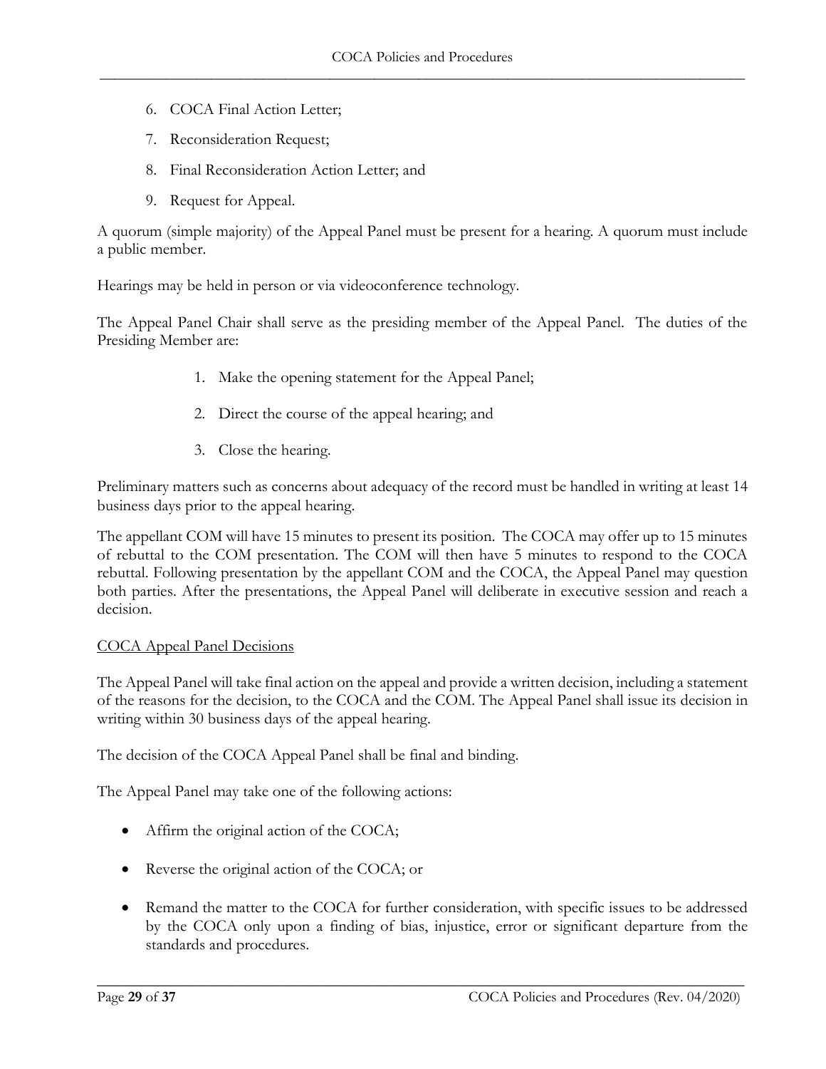6. COCA Final Action Letter;
7. Reconsideration Request;
8. Final Reconsideration Action Letter; and
9. Request for Appeal.

A quorum (simple majority) of the Appeal Panel must be present for a hearing. A quorum must include a public member.

Hearings may be held in person or via videoconference technology.

The Appeal Panel Chair shall serve as the presiding member of the Appeal Panel. The duties of the Presiding Member are:

1. Make the opening statement for the Appeal Panel;
2. Direct the course of the appeal hearing; and
3. Close the hearing.

Preliminary matters such as concerns about adequacy of the record must be handled in writing at least 14 business days prior to the appeal hearing.

The appellant COM will have 15 minutes to present its position. The COCA may offer up to 15 minutes of rebuttal to the COM presentation. The COM will then have 5 minutes to respond to the COCA rebuttal. Following presentation by the appellant COM and the COCA, the Appeal Panel may question both parties. After the presentations, the Appeal Panel will deliberate in executive session and reach a decision.

## COCA Appeal Panel Decisions

The Appeal Panel will take final action on the appeal and provide a written decision, including a statement of the reasons for the decision, to the COCA and the COM. The Appeal Panel shall issue its decision in writing within 30 business days of the appeal hearing.

The decision of the COCA Appeal Panel shall be final and binding.

The Appeal Panel may take one of the following actions:

- Affirm the original action of the COCA;
- Reverse the original action of the COCA; or
- Remand the matter to the COCA for further consideration, with specific issues to be addressed by the COCA only upon a finding of bias, injustice, error or significant departure from the standards and procedures.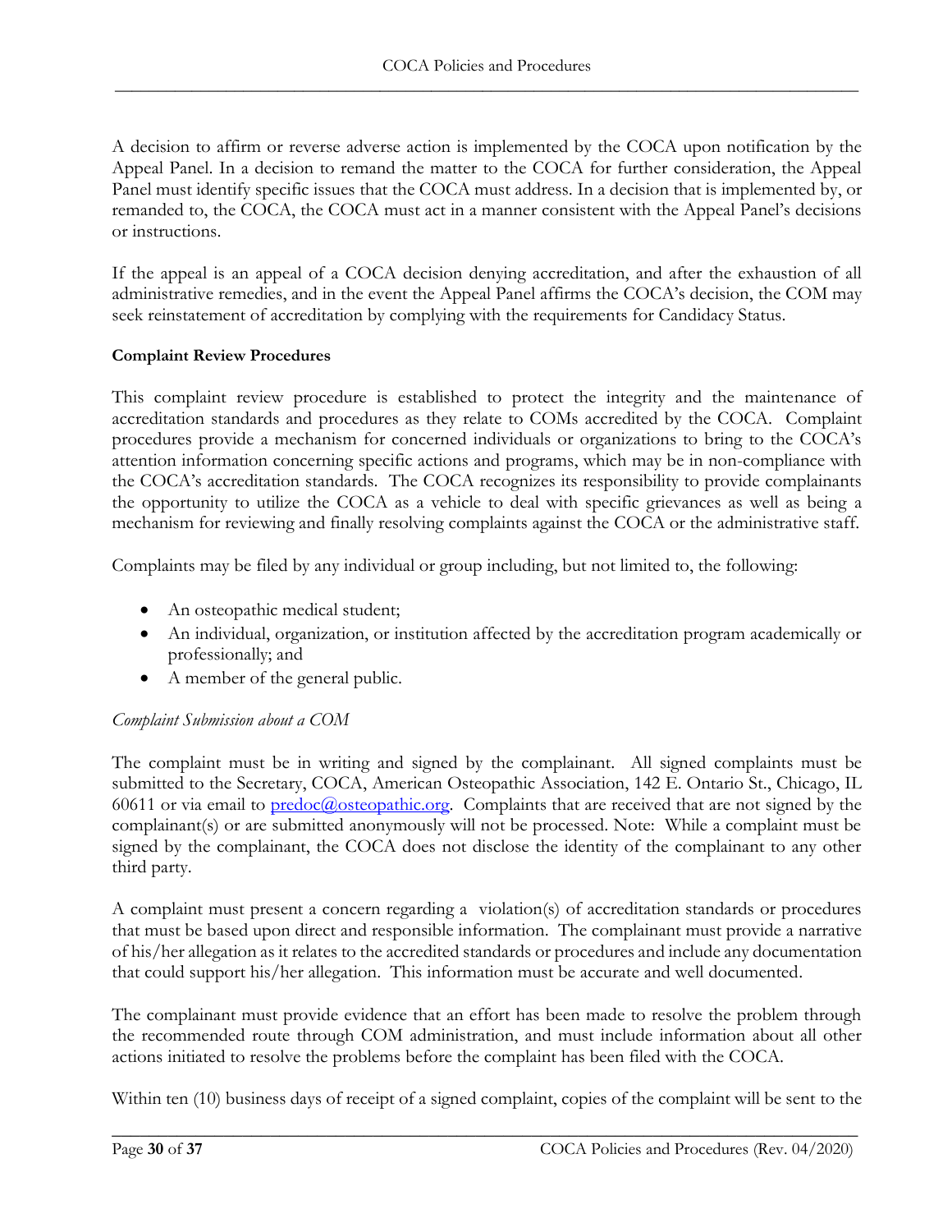A decision to affirm or reverse adverse action is implemented by the COCA upon notification by the Appeal Panel. In a decision to remand the matter to the COCA for further consideration, the Appeal Panel must identify specific issues that the COCA must address. In a decision that is implemented by, or remanded to, the COCA, the COCA must act in a manner consistent with the Appeal Panel's decisions or instructions.

If the appeal is an appeal of a COCA decision denying accreditation, and after the exhaustion of all administrative remedies, and in the event the Appeal Panel affirms the COCA's decision, the COM may seek reinstatement of accreditation by complying with the requirements for Candidacy Status.

**Complaint Review Procedures**

This complaint review procedure is established to protect the integrity and the maintenance of accreditation standards and procedures as they relate to COMs accredited by the COCA. Complaint procedures provide a mechanism for concerned individuals or organizations to bring to the COCA's attention information concerning specific actions and programs, which may be in non-compliance with the COCA's accreditation standards. The COCA recognizes its responsibility to provide complainants the opportunity to utilize the COCA as a vehicle to deal with specific grievances as well as being a mechanism for reviewing and finally resolving complaints against the COCA or the administrative staff.

Complaints may be filed by any individual or group including, but not limited to, the following:

- An osteopathic medical student;
- An individual, organization, or institution affected by the accreditation program academically or professionally; and
- A member of the general public.

*Complaint Submission about a COM*

The complaint must be in writing and signed by the complainant. All signed complaints must be submitted to the Secretary, COCA, American Osteopathic Association, 142 E. Ontario St., Chicago, IL 60611 or via email to predoc@osteopathic.org. Complaints that are received that are not signed by the complainant(s) or are submitted anonymously will not be processed. Note: While a complaint must be signed by the complainant, the COCA does not disclose the identity of the complainant to any other third party.

A complaint must present a concern regarding a violation(s) of accreditation standards or procedures that must be based upon direct and responsible information. The complainant must provide a narrative of his/her allegation as it relates to the accredited standards or procedures and include any documentation that could support his/her allegation. This information must be accurate and well documented.

The complainant must provide evidence that an effort has been made to resolve the problem through the recommended route through COM administration, and must include information about all other actions initiated to resolve the problems before the complaint has been filed with the COCA.

Within ten (10) business days of receipt of a signed complaint, copies of the complaint will be sent to the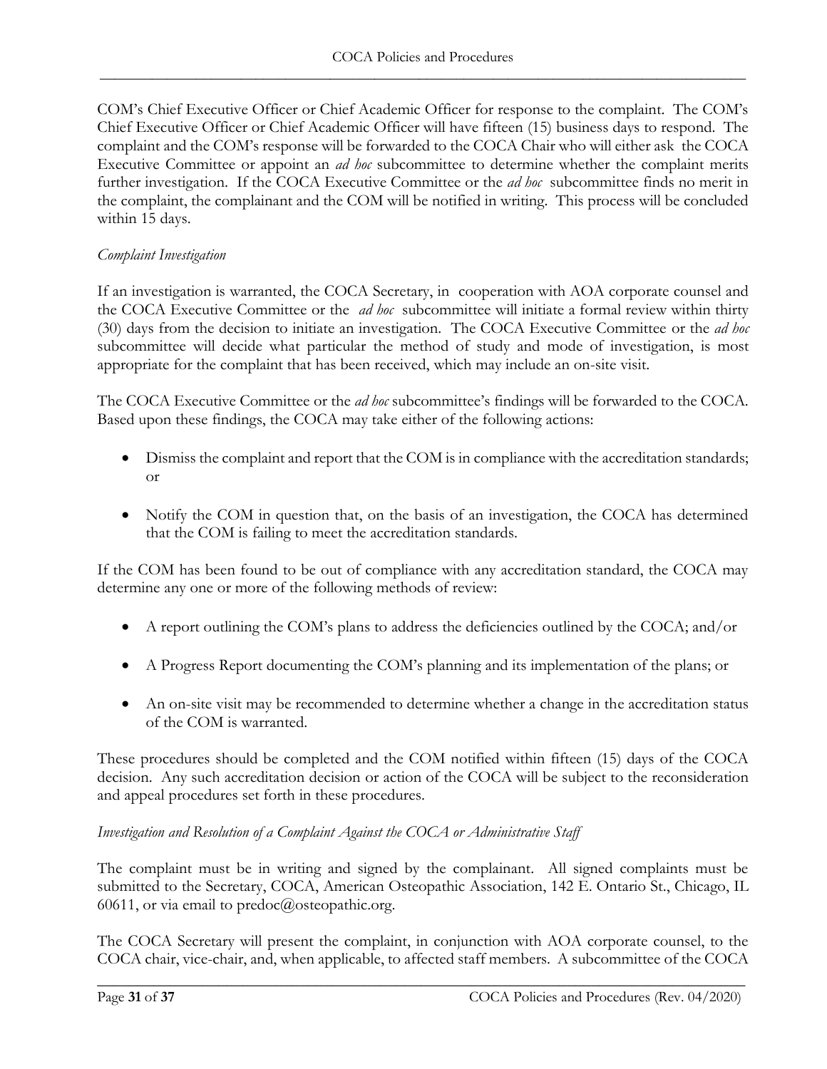COM's Chief Executive Officer or Chief Academic Officer for response to the complaint. The COM's Chief Executive Officer or Chief Academic Officer will have fifteen (15) business days to respond. The complaint and the COM's response will be forwarded to the COCA Chair who will either ask the COCA Executive Committee or appoint an *ad hoc* subcommittee to determine whether the complaint merits further investigation. If the COCA Executive Committee or the *ad hoc* subcommittee finds no merit in the complaint, the complainant and the COM will be notified in writing. This process will be concluded within 15 days.

*Complaint Investigation*

If an investigation is warranted, the COCA Secretary, in cooperation with AOA corporate counsel and the COCA Executive Committee or the *ad hoc* subcommittee will initiate a formal review within thirty (30) days from the decision to initiate an investigation. The COCA Executive Committee or the *ad hoc* subcommittee will decide what particular the method of study and mode of investigation, is most appropriate for the complaint that has been received, which may include an on-site visit.

The COCA Executive Committee or the *ad hoc* subcommittee's findings will be forwarded to the COCA. Based upon these findings, the COCA may take either of the following actions:

- Dismiss the complaint and report that the COM is in compliance with the accreditation standards; or
- Notify the COM in question that, on the basis of an investigation, the COCA has determined that the COM is failing to meet the accreditation standards.

If the COM has been found to be out of compliance with any accreditation standard, the COCA may determine any one or more of the following methods of review:

- A report outlining the COM's plans to address the deficiencies outlined by the COCA; and/or
- A Progress Report documenting the COM's planning and its implementation of the plans; or
- An on-site visit may be recommended to determine whether a change in the accreditation status of the COM is warranted.

These procedures should be completed and the COM notified within fifteen (15) days of the COCA decision. Any such accreditation decision or action of the COCA will be subject to the reconsideration and appeal procedures set forth in these procedures.

*Investigation and Resolution of a Complaint Against the COCA or Administrative Staff*

The complaint must be in writing and signed by the complainant. All signed complaints must be submitted to the Secretary, COCA, American Osteopathic Association, 142 E. Ontario St., Chicago, IL 60611, or via email to predoc@osteopathic.org.

The COCA Secretary will present the complaint, in conjunction with AOA corporate counsel, to the COCA chair, vice-chair, and, when applicable, to affected staff members. A subcommittee of the COCA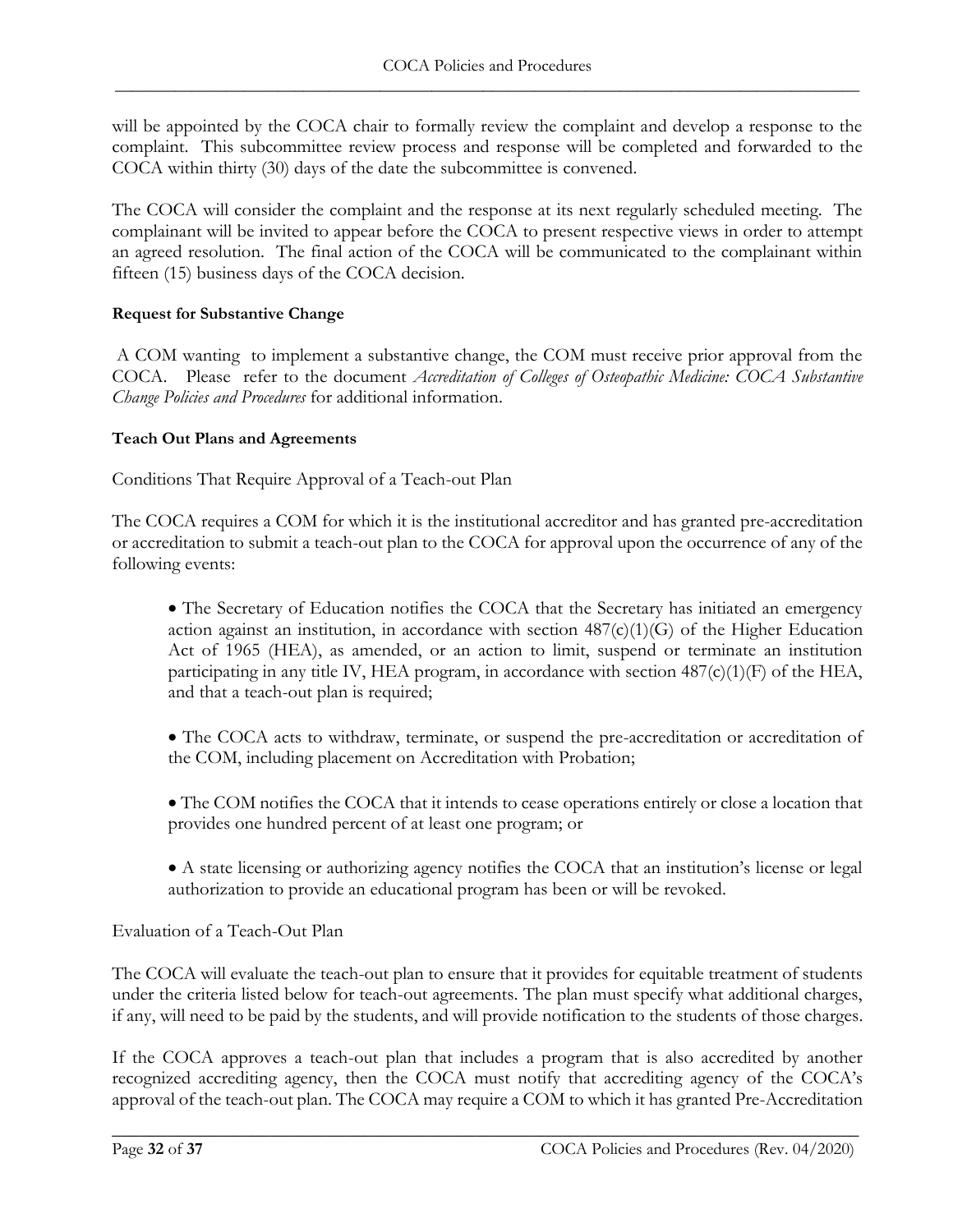will be appointed by the COCA chair to formally review the complaint and develop a response to the complaint. This subcommittee review process and response will be completed and forwarded to the COCA within thirty (30) days of the date the subcommittee is convened.

The COCA will consider the complaint and the response at its next regularly scheduled meeting. The complainant will be invited to appear before the COCA to present respective views in order to attempt an agreed resolution. The final action of the COCA will be communicated to the complainant within fifteen (15) business days of the COCA decision.

**Request for Substantive Change**

A COM wanting to implement a substantive change, the COM must receive prior approval from the COCA. Please refer to the document *Accreditation of Colleges of Osteopathic Medicine: COCA Substantive Change Policies and Procedures* for additional information.

**Teach Out Plans and Agreements**

Conditions That Require Approval of a Teach-out Plan

The COCA requires a COM for which it is the institutional accreditor and has granted pre-accreditation or accreditation to submit a teach-out plan to the COCA for approval upon the occurrence of any of the following events:

- The Secretary of Education notifies the COCA that the Secretary has initiated an emergency action against an institution, in accordance with section 487(c)(1)(G) of the Higher Education Act of 1965 (HEA), as amended, or an action to limit, suspend or terminate an institution participating in any title IV, HEA program, in accordance with section 487(c)(1)(F) of the HEA, and that a teach-out plan is required;

- The COCA acts to withdraw, terminate, or suspend the pre-accreditation or accreditation of the COM, including placement on Accreditation with Probation;

- The COM notifies the COCA that it intends to cease operations entirely or close a location that provides one hundred percent of at least one program; or

- A state licensing or authorizing agency notifies the COCA that an institution's license or legal authorization to provide an educational program has been or will be revoked.

Evaluation of a Teach-Out Plan

The COCA will evaluate the teach-out plan to ensure that it provides for equitable treatment of students under the criteria listed below for teach-out agreements. The plan must specify what additional charges, if any, will need to be paid by the students, and will provide notification to the students of those charges.

If the COCA approves a teach-out plan that includes a program that is also accredited by another recognized accrediting agency, then the COCA must notify that accrediting agency of the COCA's approval of the teach-out plan. The COCA may require a COM to which it has granted Pre-Accreditation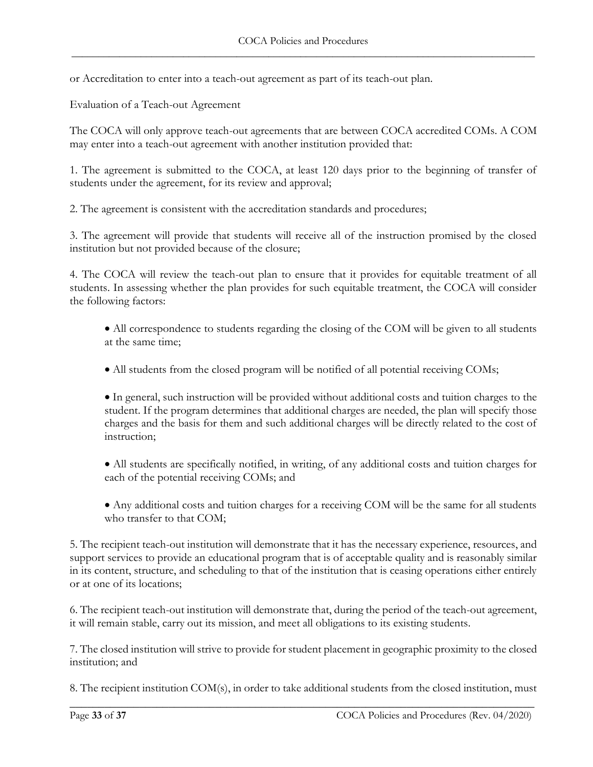or Accreditation to enter into a teach-out agreement as part of its teach-out plan.

Evaluation of a Teach-out Agreement

The COCA will only approve teach-out agreements that are between COCA accredited COMs. A COM may enter into a teach-out agreement with another institution provided that:

1. The agreement is submitted to the COCA, at least 120 days prior to the beginning of transfer of students under the agreement, for its review and approval;

2. The agreement is consistent with the accreditation standards and procedures;

3. The agreement will provide that students will receive all of the instruction promised by the closed institution but not provided because of the closure;

4. The COCA will review the teach-out plan to ensure that it provides for equitable treatment of all students. In assessing whether the plan provides for such equitable treatment, the COCA will consider the following factors:

    - All correspondence to students regarding the closing of the COM will be given to all students at the same time;
    - All students from the closed program will be notified of all potential receiving COMs;
    - In general, such instruction will be provided without additional costs and tuition charges to the student. If the program determines that additional charges are needed, the plan will specify those charges and the basis for them and such additional charges will be directly related to the cost of instruction;
    - All students are specifically notified, in writing, of any additional costs and tuition charges for each of the potential receiving COMs; and
    - Any additional costs and tuition charges for a receiving COM will be the same for all students who transfer to that COM;

5. The recipient teach-out institution will demonstrate that it has the necessary experience, resources, and support services to provide an educational program that is of acceptable quality and is reasonably similar in its content, structure, and scheduling to that of the institution that is ceasing operations either entirely or at one of its locations;

6. The recipient teach-out institution will demonstrate that, during the period of the teach-out agreement, it will remain stable, carry out its mission, and meet all obligations to its existing students.

7. The closed institution will strive to provide for student placement in geographic proximity to the closed institution; and

8. The recipient institution COM(s), in order to take additional students from the closed institution, must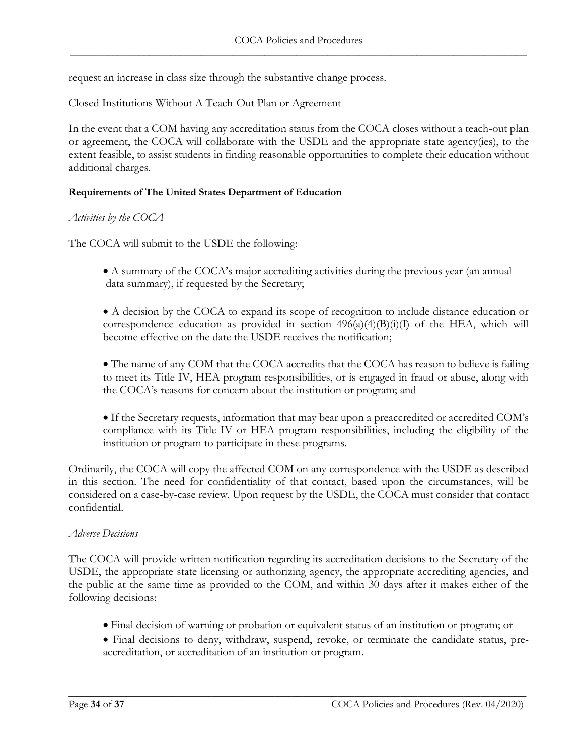request an increase in class size through the substantive change process.

Closed Institutions Without A Teach-Out Plan or Agreement

In the event that a COM having any accreditation status from the COCA closes without a teach-out plan or agreement, the COCA will collaborate with the USDE and the appropriate state agency(ies), to the extent feasible, to assist students in finding reasonable opportunities to complete their education without additional charges.

**Requirements of The United States Department of Education**

*Activities by the COCA*

The COCA will submit to the USDE the following:

- A summary of the COCA's major accrediting activities during the previous year (an annual data summary), if requested by the Secretary;
- A decision by the COCA to expand its scope of recognition to include distance education or correspondence education as provided in section 496(a)(4)(B)(i)(I) of the HEA, which will become effective on the date the USDE receives the notification;
- The name of any COM that the COCA accredits that the COCA has reason to believe is failing to meet its Title IV, HEA program responsibilities, or is engaged in fraud or abuse, along with the COCA's reasons for concern about the institution or program; and
- If the Secretary requests, information that may bear upon a preaccredited or accredited COM's compliance with its Title IV or HEA program responsibilities, including the eligibility of the institution or program to participate in these programs.

Ordinarily, the COCA will copy the affected COM on any correspondence with the USDE as described in this section. The need for confidentiality of that contact, based upon the circumstances, will be considered on a case-by-case review. Upon request by the USDE, the COCA must consider that contact confidential.

*Adverse Decisions*

The COCA will provide written notification regarding its accreditation decisions to the Secretary of the USDE, the appropriate state licensing or authorizing agency, the appropriate accrediting agencies, and the public at the same time as provided to the COM, and within 30 days after it makes either of the following decisions:

- Final decision of warning or probation or equivalent status of an institution or program; or
- Final decisions to deny, withdraw, suspend, revoke, or terminate the candidate status, pre-accreditation, or accreditation of an institution or program.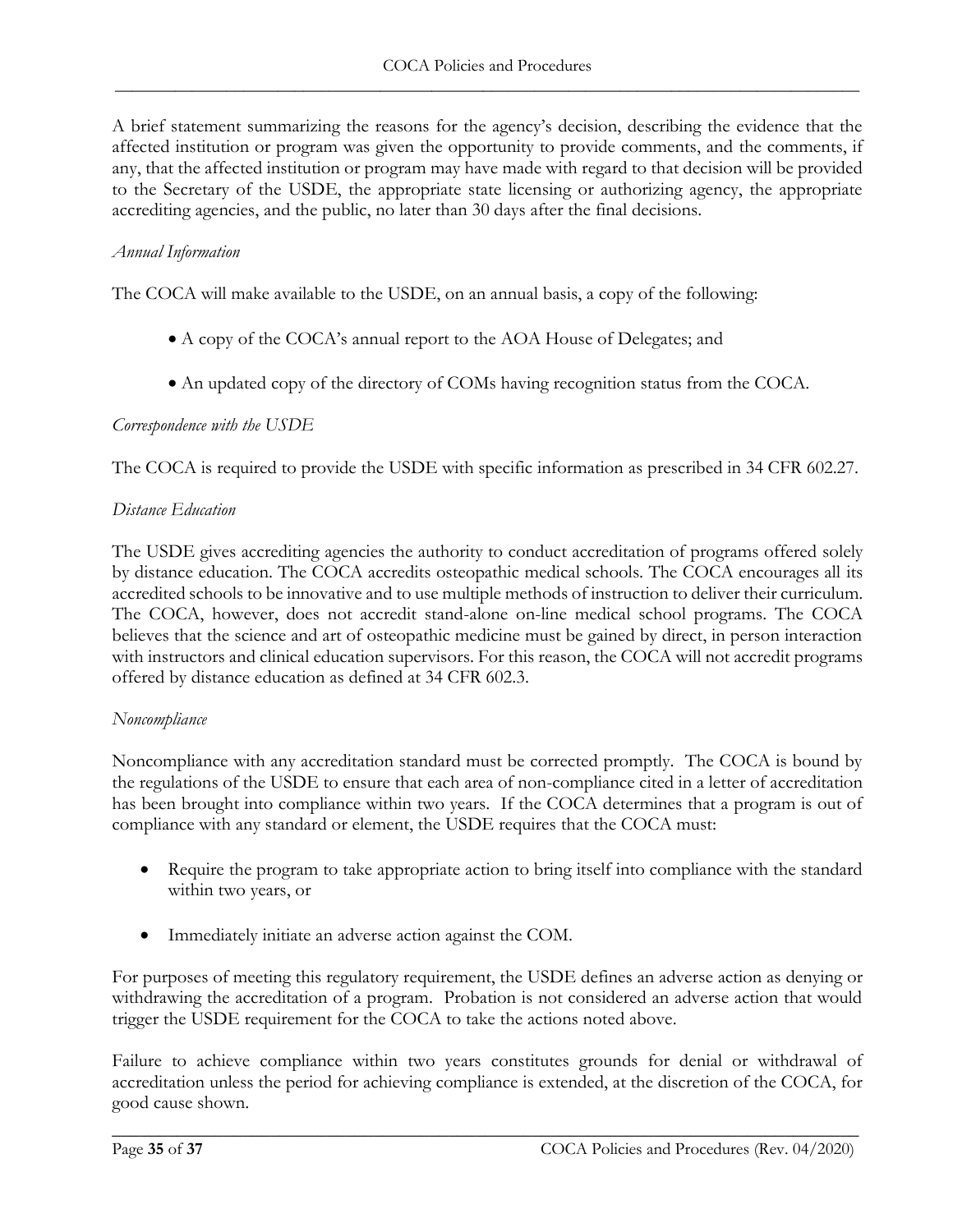A brief statement summarizing the reasons for the agency's decision, describing the evidence that the affected institution or program was given the opportunity to provide comments, and the comments, if any, that the affected institution or program may have made with regard to that decision will be provided to the Secretary of the USDE, the appropriate state licensing or authorizing agency, the appropriate accrediting agencies, and the public, no later than 30 days after the final decisions.

*Annual Information*

The COCA will make available to the USDE, on an annual basis, a copy of the following:

- A copy of the COCA's annual report to the AOA House of Delegates; and
- An updated copy of the directory of COMs having recognition status from the COCA.

*Correspondence with the USDE*

The COCA is required to provide the USDE with specific information as prescribed in 34 CFR 602.27.

*Distance Education*

The USDE gives accrediting agencies the authority to conduct accreditation of programs offered solely by distance education. The COCA accredits osteopathic medical schools. The COCA encourages all its accredited schools to be innovative and to use multiple methods of instruction to deliver their curriculum. The COCA, however, does not accredit stand-alone on-line medical school programs. The COCA believes that the science and art of osteopathic medicine must be gained by direct, in person interaction with instructors and clinical education supervisors. For this reason, the COCA will not accredit programs offered by distance education as defined at 34 CFR 602.3.

*Noncompliance*

Noncompliance with any accreditation standard must be corrected promptly. The COCA is bound by the regulations of the USDE to ensure that each area of non-compliance cited in a letter of accreditation has been brought into compliance within two years. If the COCA determines that a program is out of compliance with any standard or element, the USDE requires that the COCA must:

- Require the program to take appropriate action to bring itself into compliance with the standard within two years, or
- Immediately initiate an adverse action against the COM.

For purposes of meeting this regulatory requirement, the USDE defines an adverse action as denying or withdrawing the accreditation of a program. Probation is not considered an adverse action that would trigger the USDE requirement for the COCA to take the actions noted above.

Failure to achieve compliance within two years constitutes grounds for denial or withdrawal of accreditation unless the period for achieving compliance is extended, at the discretion of the COCA, for good cause shown.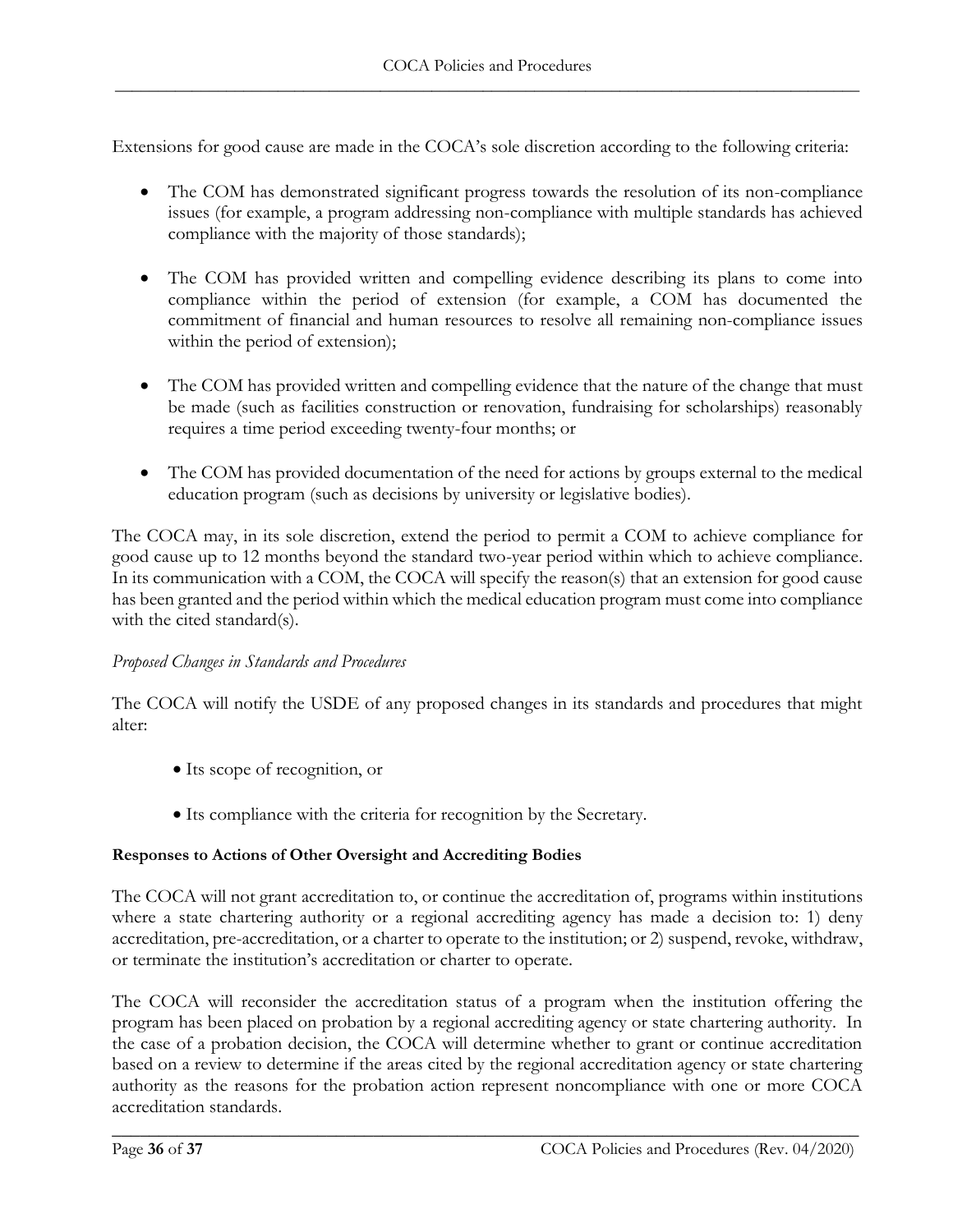Extensions for good cause are made in the COCA's sole discretion according to the following criteria:

- The COM has demonstrated significant progress towards the resolution of its non-compliance issues (for example, a program addressing non-compliance with multiple standards has achieved compliance with the majority of those standards);

- The COM has provided written and compelling evidence describing its plans to come into compliance within the period of extension (for example, a COM has documented the commitment of financial and human resources to resolve all remaining non-compliance issues within the period of extension);

- The COM has provided written and compelling evidence that the nature of the change that must be made (such as facilities construction or renovation, fundraising for scholarships) reasonably requires a time period exceeding twenty-four months; or

- The COM has provided documentation of the need for actions by groups external to the medical education program (such as decisions by university or legislative bodies).

The COCA may, in its sole discretion, extend the period to permit a COM to achieve compliance for good cause up to 12 months beyond the standard two-year period within which to achieve compliance. In its communication with a COM, the COCA will specify the reason(s) that an extension for good cause has been granted and the period within which the medical education program must come into compliance with the cited standard(s).

*Proposed Changes in Standards and Procedures*

The COCA will notify the USDE of any proposed changes in its standards and procedures that might alter:

- Its scope of recognition, or

- Its compliance with the criteria for recognition by the Secretary.

**Responses to Actions of Other Oversight and Accrediting Bodies**

The COCA will not grant accreditation to, or continue the accreditation of, programs within institutions where a state chartering authority or a regional accrediting agency has made a decision to: 1) deny accreditation, pre-accreditation, or a charter to operate to the institution; or 2) suspend, revoke, withdraw, or terminate the institution's accreditation or charter to operate.

The COCA will reconsider the accreditation status of a program when the institution offering the program has been placed on probation by a regional accrediting agency or state chartering authority. In the case of a probation decision, the COCA will determine whether to grant or continue accreditation based on a review to determine if the areas cited by the regional accreditation agency or state chartering authority as the reasons for the probation action represent noncompliance with one or more COCA accreditation standards.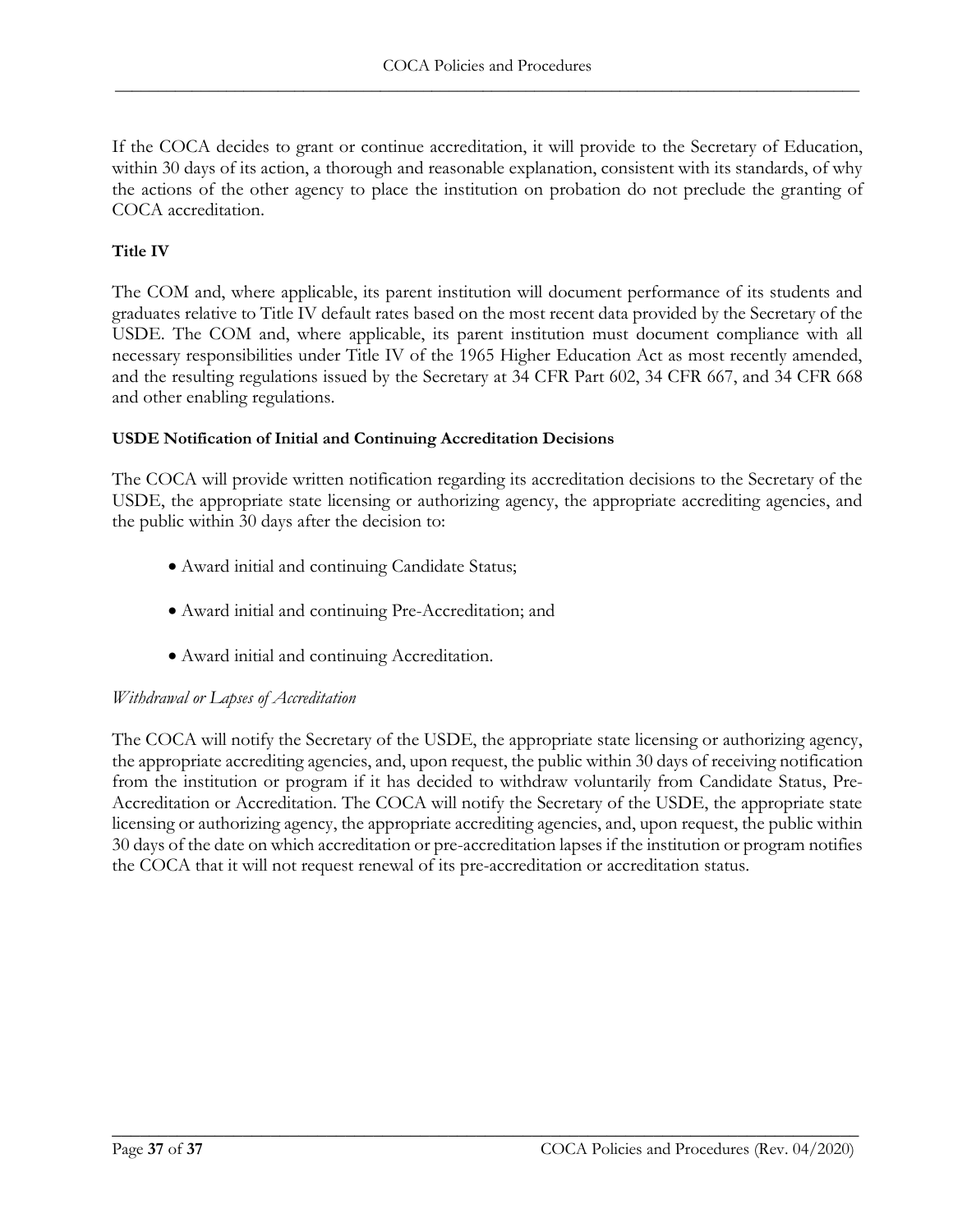If the COCA decides to grant or continue accreditation, it will provide to the Secretary of Education, within 30 days of its action, a thorough and reasonable explanation, consistent with its standards, of why the actions of the other agency to place the institution on probation do not preclude the granting of COCA accreditation.

**Title IV**

The COM and, where applicable, its parent institution will document performance of its students and graduates relative to Title IV default rates based on the most recent data provided by the Secretary of the USDE. The COM and, where applicable, its parent institution must document compliance with all necessary responsibilities under Title IV of the 1965 Higher Education Act as most recently amended, and the resulting regulations issued by the Secretary at 34 CFR Part 602, 34 CFR 667, and 34 CFR 668 and other enabling regulations.

**USDE Notification of Initial and Continuing Accreditation Decisions**

The COCA will provide written notification regarding its accreditation decisions to the Secretary of the USDE, the appropriate state licensing or authorizing agency, the appropriate accrediting agencies, and the public within 30 days after the decision to:

- Award initial and continuing Candidate Status;
- Award initial and continuing Pre-Accreditation; and
- Award initial and continuing Accreditation.

*Withdrawal or Lapses of Accreditation*

The COCA will notify the Secretary of the USDE, the appropriate state licensing or authorizing agency, the appropriate accrediting agencies, and, upon request, the public within 30 days of receiving notification from the institution or program if it has decided to withdraw voluntarily from Candidate Status, Pre-Accreditation or Accreditation. The COCA will notify the Secretary of the USDE, the appropriate state licensing or authorizing agency, the appropriate accrediting agencies, and, upon request, the public within 30 days of the date on which accreditation or pre-accreditation lapses if the institution or program notifies the COCA that it will not request renewal of its pre-accreditation or accreditation status.